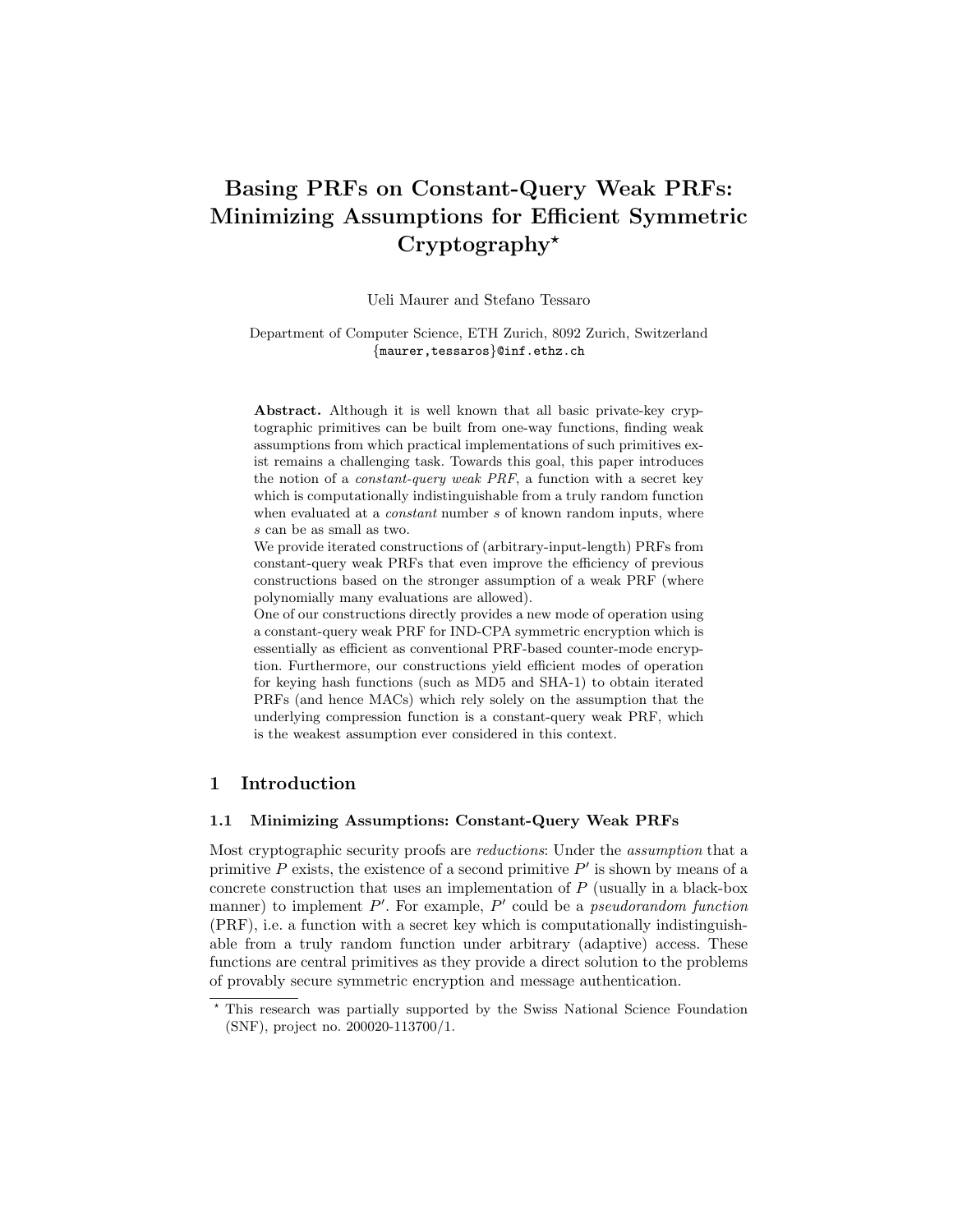# Basing PRFs on Constant-Query Weak PRFs: Minimizing Assumptions for Efficient Symmetric Cryptography*

Ueli Maurer and Stefano Tessaro

Department of Computer Science, ETH Zurich, 8092 Zurich, Switzerland
{maurer,tessaros}@inf.ethz.ch

**Abstract.** Although it is well known that all basic private-key cryptographic primitives can be built from one-way functions, finding weak assumptions from which practical implementations of such primitives exist remains a challenging task. Towards this goal, this paper introduces the notion of a *constant-query weak PRF*, a function with a secret key which is computationally indistinguishable from a truly random function when evaluated at a *constant* number $s$ of known random inputs, where $s$ can be as small as two.

We provide iterated constructions of (arbitrary-input-length) PRFs from constant-query weak PRFs that even improve the efficiency of previous constructions based on the stronger assumption of a weak PRF (where polynomially many evaluations are allowed).

One of our constructions directly provides a new mode of operation using a constant-query weak PRF for IND-CPA symmetric encryption which is essentially as efficient as conventional PRF-based counter-mode encryption. Furthermore, our constructions yield efficient modes of operation for keying hash functions (such as MD5 and SHA-1) to obtain iterated PRFs (and hence MACs) which rely solely on the assumption that the underlying compression function is a constant-query weak PRF, which is the weakest assumption ever considered in this context.

## 1 Introduction

### 1.1 Minimizing Assumptions: Constant-Query Weak PRFs

Most cryptographic security proofs are *reductions*: Under the *assumption* that a primitive $P$ exists, the existence of a second primitive $P'$ is shown by means of a concrete construction that uses an implementation of $P$ (usually in a black-box manner) to implement $P'$. For example, $P'$ could be a *pseudorandom function* (PRF), i.e. a function with a secret key which is computationally indistinguishable from a truly random function under arbitrary (adaptive) access. These functions are central primitives as they provide a direct solution to the problems of provably secure symmetric encryption and message authentication.

* This research was partially supported by the Swiss National Science Foundation (SNF), project no. 200020-113700/1.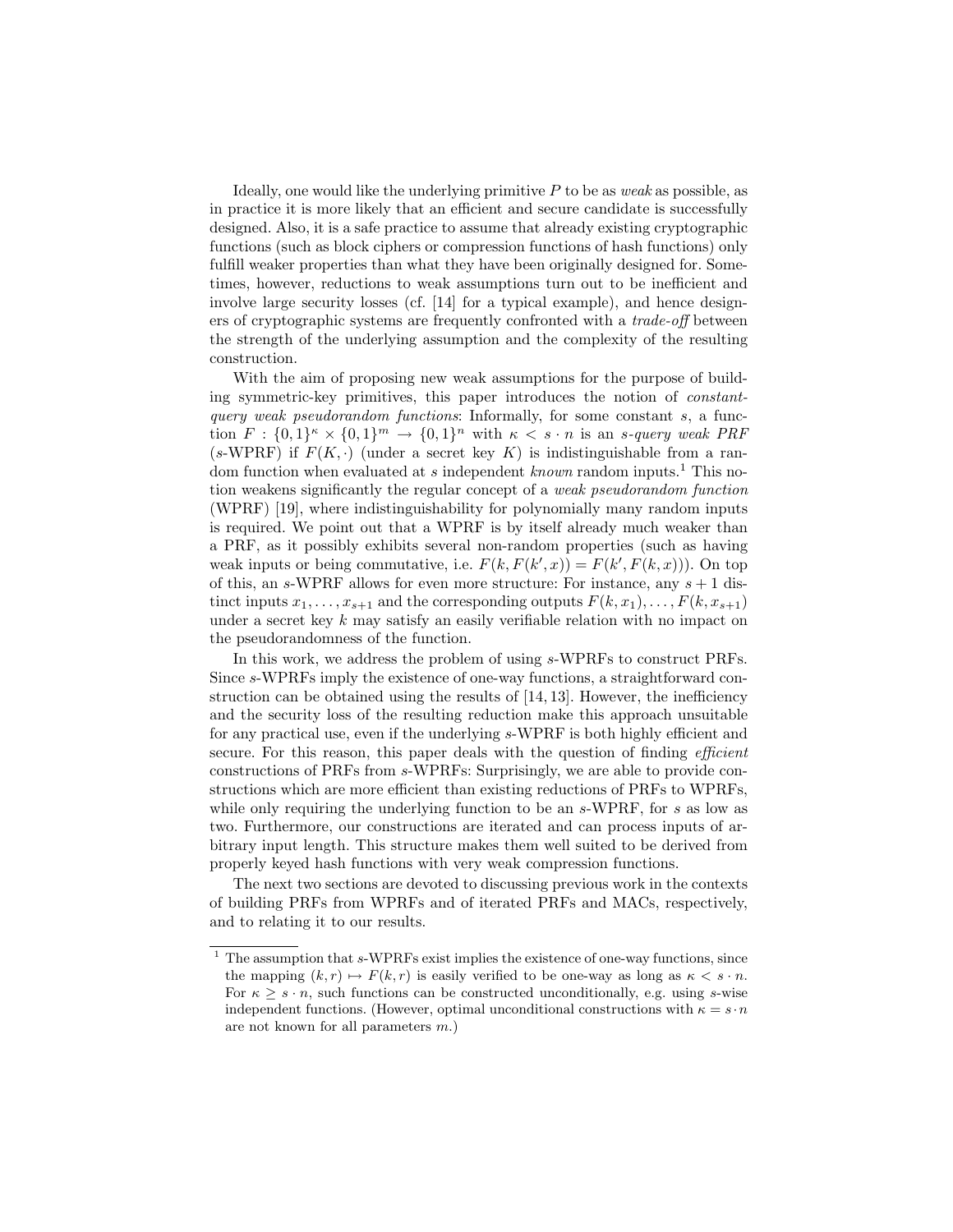Ideally, one would like the underlying primitive $P$ to be as *weak* as possible, as in practice it is more likely that an efficient and secure candidate is successfully designed. Also, it is a safe practice to assume that already existing cryptographic functions (such as block ciphers or compression functions of hash functions) only fulfill weaker properties than what they have been originally designed for. Sometimes, however, reductions to weak assumptions turn out to be inefficient and involve large security losses (cf. [14] for a typical example), and hence designers of cryptographic systems are frequently confronted with a *trade-off* between the strength of the underlying assumption and the complexity of the resulting construction.

With the aim of proposing new weak assumptions for the purpose of building symmetric-key primitives, this paper introduces the notion of *constant-query weak pseudorandom functions*: Informally, for some constant $s$, a function $F : \{0,1\}^\kappa \times \{0,1\}^m \to \{0,1\}^n$ with $\kappa < s \cdot n$ is an *s-query weak PRF* ($s$-WPRF) if $F(K, \cdot)$ (under a secret key $K$) is indistinguishable from a random function when evaluated at $s$ independent *known* random inputs.[1] This notion weakens significantly the regular concept of a *weak pseudorandom function* (WPRF) [19], where indistinguishability for polynomially many random inputs is required. We point out that a WPRF is by itself already much weaker than a PRF, as it possibly exhibits several non-random properties (such as having weak inputs or being commutative, i.e. $F(k, F(k', x)) = F(k', F(k, x))$). On top of this, an $s$-WPRF allows for even more structure: For instance, any $s + 1$ distinct inputs $x_1, \ldots, x_{s+1}$ and the corresponding outputs $F(k, x_1), \ldots, F(k, x_{s+1})$ under a secret key $k$ may satisfy an easily verifiable relation with no impact on the pseudorandomness of the function.

In this work, we address the problem of using $s$-WPRFs to construct PRFs. Since $s$-WPRFs imply the existence of one-way functions, a straightforward construction can be obtained using the results of [14, 13]. However, the inefficiency and the security loss of the resulting reduction make this approach unsuitable for any practical use, even if the underlying $s$-WPRF is both highly efficient and secure. For this reason, this paper deals with the question of finding *efficient* constructions of PRFs from $s$-WPRFs: Surprisingly, we are able to provide constructions which are more efficient than existing reductions of PRFs to WPRFs, while only requiring the underlying function to be an $s$-WPRF, for $s$ as low as two. Furthermore, our constructions are iterated and can process inputs of arbitrary input length. This structure makes them well suited to be derived from properly keyed hash functions with very weak compression functions.

The next two sections are devoted to discussing previous work in the contexts of building PRFs from WPRFs and of iterated PRFs and MACs, respectively, and to relating it to our results.

[1] The assumption that $s$-WPRFs exist implies the existence of one-way functions, since the mapping $(k, r) \mapsto F(k, r)$ is easily verified to be one-way as long as $\kappa < s \cdot n$. For $\kappa \geq s \cdot n$, such functions can be constructed unconditionally, e.g. using $s$-wise independent functions. (However, optimal unconditional constructions with $\kappa = s \cdot n$ are not known for all parameters $m$.)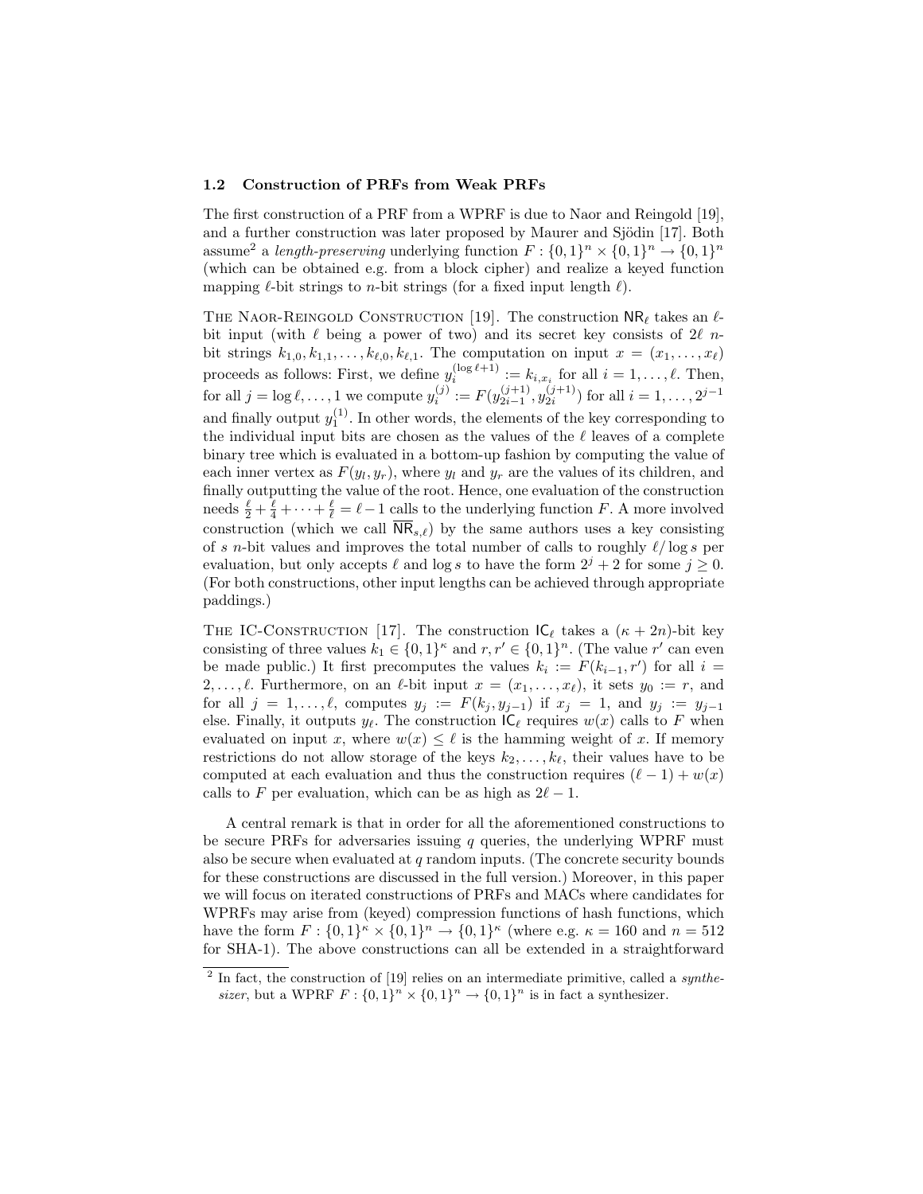### 1.2 Construction of PRFs from Weak PRFs

The first construction of a PRF from a WPRF is due to Naor and Reingold [19], and a further construction was later proposed by Maurer and Sjödin [17]. Both assume[2] a *length-preserving* underlying function $F : \{0,1\}^n \times \{0,1\}^n \to \{0,1\}^n$ (which can be obtained e.g. from a block cipher) and realize a keyed function mapping $\ell$-bit strings to $n$-bit strings (for a fixed input length $\ell$).

The Naor-Reingold Construction [19]. The construction $\mathsf{NR}_\ell$ takes an $\ell$-bit input (with $\ell$ being a power of two) and its secret key consists of $2\ell$ $n$-bit strings $k_{1,0}, k_{1,1}, \ldots, k_{\ell,0}, k_{\ell,1}$. The computation on input $x = (x_1, \ldots, x_\ell)$ proceeds as follows: First, we define $y_i^{(\log \ell + 1)} := k_{i,x_i}$ for all $i = 1, \ldots, \ell$. Then, for all $j = \log \ell, \ldots, 1$ we compute $y_i^{(j)} := F(y_{2i-1}^{(j+1)}, y_{2i}^{(j+1)})$ for all $i = 1, \ldots, 2^{j-1}$ and finally output $y_1^{(1)}$. In other words, the elements of the key corresponding to the individual input bits are chosen as the values of the $\ell$ leaves of a complete binary tree which is evaluated in a bottom-up fashion by computing the value of each inner vertex as $F(y_l, y_r)$, where $y_l$ and $y_r$ are the values of its children, and finally outputting the value of the root. Hence, one evaluation of the construction needs $\frac{\ell}{2} + \frac{\ell}{4} + \cdots + \frac{\ell}{\ell} = \ell - 1$ calls to the underlying function $F$. A more involved construction (which we call $\overline{\mathsf{NR}}_{s,\ell}$) by the same authors uses a key consisting of $s$ $n$-bit values and improves the total number of calls to roughly $\ell / \log s$ per evaluation, but only accepts $\ell$ and $\log s$ to have the form $2^j + 2$ for some $j \geq 0$. (For both constructions, other input lengths can be achieved through appropriate paddings.)

The IC-Construction [17]. The construction $\mathsf{IC}_\ell$ takes a $(\kappa + 2n)$-bit key consisting of three values $k_1 \in \{0,1\}^\kappa$ and $r, r' \in \{0,1\}^n$. (The value $r'$ can even be made public.) It first precomputes the values $k_i := F(k_{i-1}, r')$ for all $i = 2, \ldots, \ell$. Furthermore, on an $\ell$-bit input $x = (x_1, \ldots, x_\ell)$, it sets $y_0 := r$, and for all $j = 1, \ldots, \ell$, computes $y_j := F(k_j, y_{j-1})$ if $x_j = 1$, and $y_j := y_{j-1}$ else. Finally, it outputs $y_\ell$. The construction $\mathsf{IC}_\ell$ requires $w(x)$ calls to $F$ when evaluated on input $x$, where $w(x) \leq \ell$ is the hamming weight of $x$. If memory restrictions do not allow storage of the keys $k_2, \ldots, k_\ell$, their values have to be computed at each evaluation and thus the construction requires $(\ell - 1) + w(x)$ calls to $F$ per evaluation, which can be as high as $2\ell - 1$.

A central remark is that in order for all the aforementioned constructions to be secure PRFs for adversaries issuing $q$ queries, the underlying WPRF must also be secure when evaluated at $q$ random inputs. (The concrete security bounds for these constructions are discussed in the full version.) Moreover, in this paper we will focus on iterated constructions of PRFs and MACs where candidates for WPRFs may arise from (keyed) compression functions of hash functions, which have the form $F : \{0,1\}^\kappa \times \{0,1\}^n \to \{0,1\}^\kappa$ (where e.g. $\kappa = 160$ and $n = 512$ for SHA-1). The above constructions can all be extended in a straightforward

[2] In fact, the construction of [19] relies on an intermediate primitive, called a *synthesizer*, but a WPRF $F : \{0,1\}^n \times \{0,1\}^n \to \{0,1\}^n$ is in fact a synthesizer.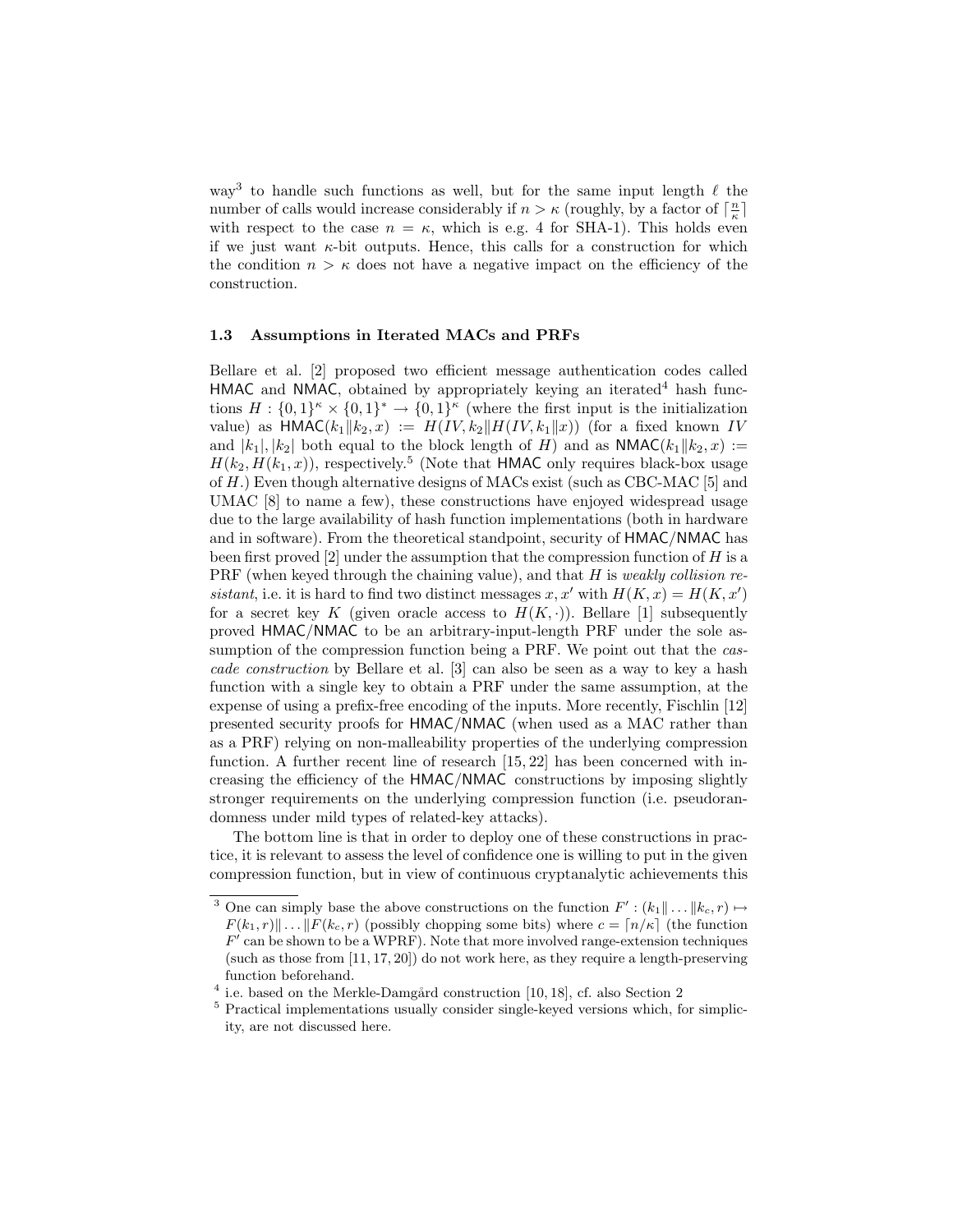way[3] to handle such functions as well, but for the same input length $\ell$ the number of calls would increase considerably if $n > \kappa$ (roughly, by a factor of $\lceil \frac{n}{\kappa} \rceil$ with respect to the case $n = \kappa$, which is e.g. 4 for SHA-1). This holds even if we just want $\kappa$-bit outputs. Hence, this calls for a construction for which the condition $n > \kappa$ does not have a negative impact on the efficiency of the construction.

### 1.3 Assumptions in Iterated MACs and PRFs

Bellare et al. [2] proposed two efficient message authentication codes called HMAC and NMAC, obtained by appropriately keying an iterated[4] hash functions $H : \{0,1\}^\kappa \times \{0,1\}^* \to \{0,1\}^\kappa$ (where the first input is the initialization value) as $\mathsf{HMAC}(k_1 \| k_2, x) := H(IV, k_2 \| H(IV, k_1 \| x))$ (for a fixed known $IV$ and $|k_1|, |k_2|$ both equal to the block length of $H$) and as $\mathsf{NMAC}(k_1 \| k_2, x) := H(k_2, H(k_1, x))$, respectively.[5] (Note that HMAC only requires black-box usage of $H$.) Even though alternative designs of MACs exist (such as CBC-MAC [5] and UMAC [8] to name a few), these constructions have enjoyed widespread usage due to the large availability of hash function implementations (both in hardware and in software). From the theoretical standpoint, security of HMAC/NMAC has been first proved [2] under the assumption that the compression function of $H$ is a PRF (when keyed through the chaining value), and that $H$ is *weakly collision resistant*, i.e. it is hard to find two distinct messages $x, x'$ with $H(K, x) = H(K, x')$ for a secret key $K$ (given oracle access to $H(K, \cdot)$). Bellare [1] subsequently proved HMAC/NMAC to be an arbitrary-input-length PRF under the sole assumption of the compression function being a PRF. We point out that the *cascade construction* by Bellare et al. [3] can also be seen as a way to key a hash function with a single key to obtain a PRF under the same assumption, at the expense of using a prefix-free encoding of the inputs. More recently, Fischlin [12] presented security proofs for HMAC/NMAC (when used as a MAC rather than as a PRF) relying on non-malleability properties of the underlying compression function. A further recent line of research [15, 22] has been concerned with increasing the efficiency of the HMAC/NMAC constructions by imposing slightly stronger requirements on the underlying compression function (i.e. pseudorandomdness under mild types of related-key attacks).

The bottom line is that in order to deploy one of these constructions in practice, it is relevant to assess the level of confidence one is willing to put in the given compression function, but in view of continuous cryptanalytic achievements this

---

[3] One can simply base the above constructions on the function $F' : (k_1 \| \ldots \| k_c, r) \mapsto F(k_1, r) \| \ldots \| F(k_c, r)$ (possibly chopping some bits) where $c = \lceil n/\kappa \rceil$ (the function $F'$ can be shown to be a WPRF). Note that more involved range-extension techniques (such as those from [11, 17, 20]) do not work here, as they require a length-preserving function beforehand.

[4] i.e. based on the Merkle-Damgård construction [10, 18], cf. also Section 2

[5] Practical implementations usually consider single-keyed versions which, for simplicity, are not discussed here.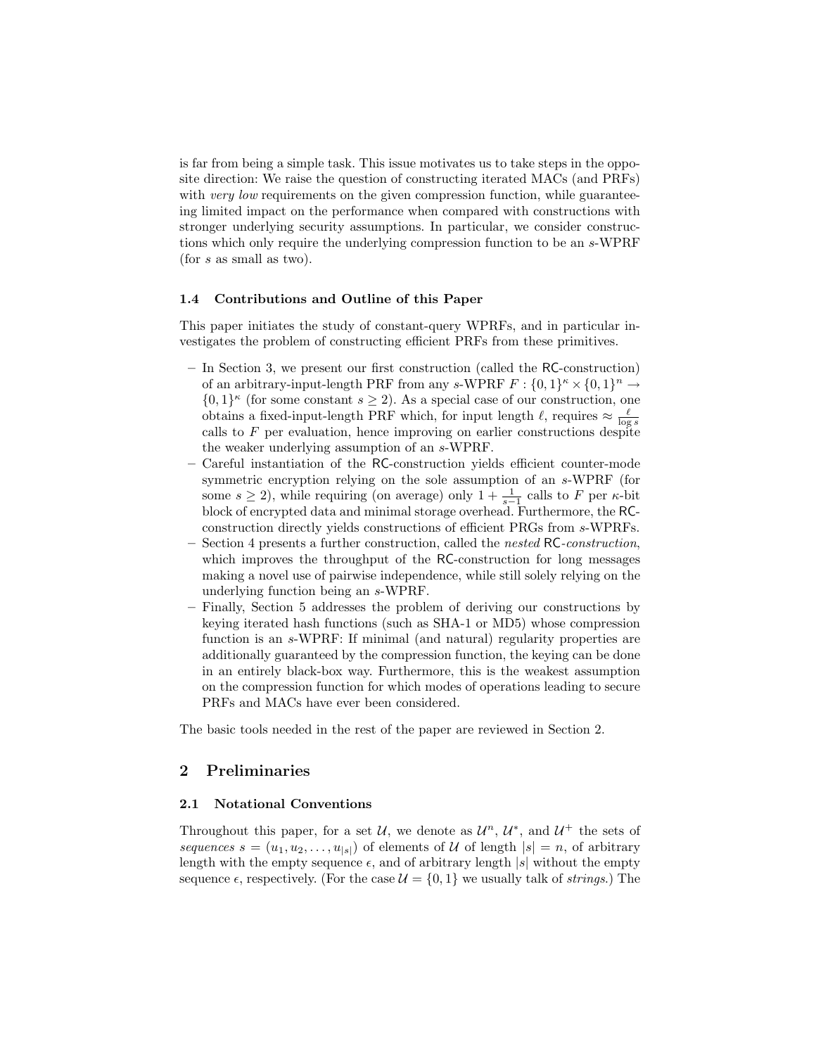is far from being a simple task. This issue motivates us to take steps in the opposite direction: We raise the question of constructing iterated MACs (and PRFs) with *very low* requirements on the given compression function, while guaranteeing limited impact on the performance when compared with constructions with stronger underlying security assumptions. In particular, we consider constructions which only require the underlying compression function to be an $s$-WPRF (for $s$ as small as two).

### 1.4 Contributions and Outline of this Paper

This paper initiates the study of constant-query WPRFs, and in particular investigates the problem of constructing efficient PRFs from these primitives.

- In Section 3, we present our first construction (called the RC-construction) of an arbitrary-input-length PRF from any $s$-WPRF $F : \{0,1\}^\kappa \times \{0,1\}^n \rightarrow \{0,1\}^\kappa$ (for some constant $s \geq 2$). As a special case of our construction, one obtains a fixed-input-length PRF which, for input length $\ell$, requires $\approx \frac{\ell}{\log s}$ calls to $F$ per evaluation, hence improving on earlier constructions despite the weaker underlying assumption of an $s$-WPRF.
- Careful instantiation of the RC-construction yields efficient counter-mode symmetric encryption relying on the sole assumption of an $s$-WPRF (for some $s \geq 2$), while requiring (on average) only $1 + \frac{1}{s-1}$ calls to $F$ per $\kappa$-bit block of encrypted data and minimal storage overhead. Furthermore, the RC-construction directly yields constructions of efficient PRGs from $s$-WPRFs.
- Section 4 presents a further construction, called the *nested* RC-*construction*, which improves the throughput of the RC-construction for long messages making a novel use of pairwise independence, while still solely relying on the underlying function being an $s$-WPRF.
- Finally, Section 5 addresses the problem of deriving our constructions by keying iterated hash functions (such as SHA-1 or MD5) whose compression function is an $s$-WPRF: If minimal (and natural) regularity properties are additionally guaranteed by the compression function, the keying can be done in an entirely black-box way. Furthermore, this is the weakest assumption on the compression function for which modes of operations leading to secure PRFs and MACs have ever been considered.

The basic tools needed in the rest of the paper are reviewed in Section 2.

## 2 Preliminaries

### 2.1 Notational Conventions

Throughout this paper, for a set $\mathcal{U}$, we denote as $\mathcal{U}^n$, $\mathcal{U}^*$, and $\mathcal{U}^+$ the sets of *sequences* $s = (u_1, u_2, \ldots, u_{|s|})$ of elements of $\mathcal{U}$ of length $|s| = n$, of arbitrary length with the empty sequence $\epsilon$, and of arbitrary length $|s|$ without the empty sequence $\epsilon$, respectively. (For the case $\mathcal{U} = \{0,1\}$ we usually talk of *strings*.) The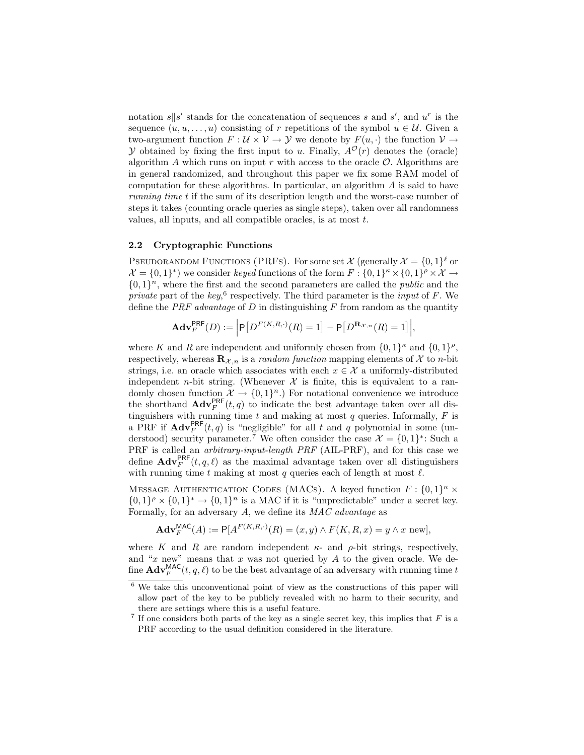notation $s \| s'$ stands for the concatenation of sequences $s$ and $s'$, and $u^r$ is the sequence $(u, u, \ldots, u)$ consisting of $r$ repetitions of the symbol $u \in \mathcal{U}$. Given a two-argument function $F : \mathcal{U} \times \mathcal{V} \to \mathcal{Y}$ we denote by $F(u, \cdot)$ the function $\mathcal{V} \to \mathcal{Y}$ obtained by fixing the first input to $u$. Finally, $A^{\mathcal{O}}(r)$ denotes the (oracle) algorithm $A$ which runs on input $r$ with access to the oracle $\mathcal{O}$. Algorithms are in general randomized, and throughout this paper we fix some RAM model of computation for these algorithms. In particular, an algorithm $A$ is said to have *running time* $t$ if the sum of its description length and the worst-case number of steps it takes (counting oracle queries as single steps), taken over all randomness values, all inputs, and all compatible oracles, is at most $t$.

### 2.2 Cryptographic Functions

Pseudorandom Functions (PRFs). For some set $\mathcal{X}$ (generally $\mathcal{X} = \{0,1\}^\ell$ or $\mathcal{X} = \{0,1\}^*$) we consider *keyed* functions of the form $F : \{0,1\}^\kappa \times \{0,1\}^\rho \times \mathcal{X} \to \{0,1\}^n$, where the first and the second parameters are called the *public* and the *private* part of the *key*,[6] respectively. The third parameter is the *input* of $F$. We define the *PRF advantage* of $D$ in distinguishing $F$ from random as the quantity

$$\mathbf{Adv}_F^{\mathsf{PRF}}(D) := \left| \mathsf{P}\left[D^{F(K,R,\cdot)}(R) = 1\right] - \mathsf{P}\left[D^{\mathbf{R}_{\mathcal{X},n}}(R) = 1\right] \right|,$$

where $K$ and $R$ are independent and uniformly chosen from $\{0,1\}^\kappa$ and $\{0,1\}^\rho$, respectively, whereas $\mathbf{R}_{\mathcal{X},n}$ is a *random function* mapping elements of $\mathcal{X}$ to $n$-bit strings, i.e. an oracle which associates with each $x \in \mathcal{X}$ a uniformly-distributed independent $n$-bit string. (Whenever $\mathcal{X}$ is finite, this is equivalent to a randomly chosen function $\mathcal{X} \to \{0,1\}^n$.) For notational convenience we introduce the shorthand $\mathbf{Adv}_F^{\mathsf{PRF}}(t,q)$ to indicate the best advantage taken over all distinguishers with running time $t$ and making at most $q$ queries. Informally, $F$ is a PRF if $\mathbf{Adv}_F^{\mathsf{PRF}}(t,q)$ is "negligible" for all $t$ and $q$ polynomial in some (understood) security parameter.[7] We often consider the case $\mathcal{X} = \{0,1\}^*$: Such a PRF is called an *arbitrary-input-length PRF* (AIL-PRF), and for this case we define $\mathbf{Adv}_F^{\mathsf{PRF}}(t,q,\ell)$ as the maximal advantage taken over all distinguishers with running time $t$ making at most $q$ queries each of length at most $\ell$.

Message Authentication Codes (MACs). A keyed function $F : \{0,1\}^\kappa \times \{0,1\}^\rho \times \{0,1\}^* \to \{0,1\}^n$ is a MAC if it is "unpredictable" under a secret key. Formally, for an adversary $A$, we define its *MAC advantage* as

$$\mathbf{Adv}_F^{\mathsf{MAC}}(A) := \mathsf{P}[A^{F(K,R,\cdot)}(R) = (x,y) \wedge F(K,R,x) = y \wedge x \text{ new}],$$

where $K$ and $R$ are random independent $\kappa$- and $\rho$-bit strings, respectively, and "$x$ new" means that $x$ was not queried by $A$ to the given oracle. We define $\mathbf{Adv}_F^{\mathsf{MAC}}(t,q,\ell)$ to be the best advantage of an adversary with running time $t$

[6] We take this unconventional point of view as the constructions of this paper will allow part of the key to be publicly revealed with no harm to their security, and there are settings where this is a useful feature.

[7] If one considers both parts of the key as a single secret key, this implies that $F$ is a PRF according to the usual definition considered in the literature.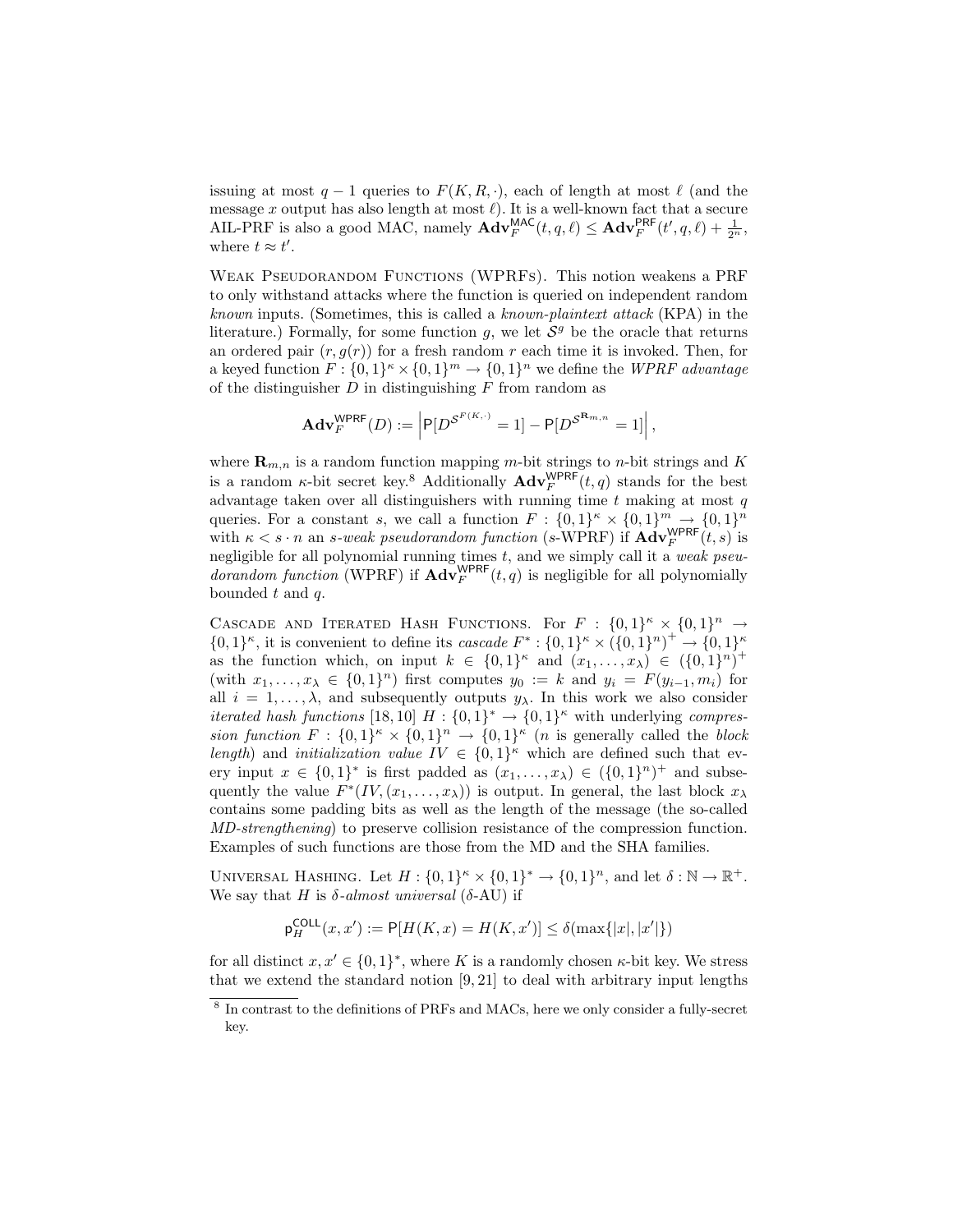issuing at most $q-1$ queries to $F(K,R,\cdot)$, each of length at most $\ell$ (and the message $x$ output has also length at most $\ell$). It is a well-known fact that a secure AIL-PRF is also a good MAC, namely $\mathbf{Adv}_F^{\mathsf{MAC}}(t,q,\ell) \leq \mathbf{Adv}_F^{\mathsf{PRF}}(t',q,\ell) + \frac{1}{2^n}$, where $t \approx t'$.

Weak Pseudorandom Functions (WPRFs). This notion weakens a PRF to only withstand attacks where the function is queried on independent random *known* inputs. (Sometimes, this is called a *known-plaintext attack* (KPA) in the literature.) Formally, for some function $g$, we let $\mathcal{S}^g$ be the oracle that returns an ordered pair $(r, g(r))$ for a fresh random $r$ each time it is invoked. Then, for a keyed function $F : \{0,1\}^\kappa \times \{0,1\}^m \to \{0,1\}^n$ we define the *WPRF advantage* of the distinguisher $D$ in distinguishing $F$ from random as

$$\mathbf{Adv}_F^{\mathsf{WPRF}}(D) := \left| \mathsf{P}[D^{\mathcal{S}^{F(K,\cdot)}} = 1] - \mathsf{P}[D^{\mathcal{S}^{\mathbf{R}_{m,n}}} = 1] \right|,$$

where $\mathbf{R}_{m,n}$ is a random function mapping $m$-bit strings to $n$-bit strings and $K$ is a random $\kappa$-bit secret key.[8] Additionally $\mathbf{Adv}_F^{\mathsf{WPRF}}(t,q)$ stands for the best advantage taken over all distinguishers with running time $t$ making at most $q$ queries. For a constant $s$, we call a function $F : \{0,1\}^\kappa \times \{0,1\}^m \to \{0,1\}^n$ with $\kappa < s \cdot n$ an *s-weak pseudorandom function* ($s$-WPRF) if $\mathbf{Adv}_F^{\mathsf{WPRF}}(t,s)$ is negligible for all polynomial running times $t$, and we simply call it a *weak pseudorandom function* (WPRF) if $\mathbf{Adv}_F^{\mathsf{WPRF}}(t,q)$ is negligible for all polynomially bounded $t$ and $q$.

Cascade and Iterated Hash Functions. For $F : \{0,1\}^\kappa \times \{0,1\}^n \to \{0,1\}^\kappa$, it is convenient to define its *cascade* $F^* : \{0,1\}^\kappa \times (\{0,1\}^n)^+ \to \{0,1\}^\kappa$ as the function which, on input $k \in \{0,1\}^\kappa$ and $(x_1,\ldots,x_\lambda) \in (\{0,1\}^n)^+$ (with $x_1,\ldots,x_\lambda \in \{0,1\}^n$) first computes $y_0 := k$ and $y_i = F(y_{i-1}, m_i)$ for all $i = 1,\ldots,\lambda$, and subsequently outputs $y_\lambda$. In this work we also consider *iterated hash functions* [18, 10] $H : \{0,1\}^* \to \{0,1\}^\kappa$ with underlying *compression function* $F : \{0,1\}^\kappa \times \{0,1\}^n \to \{0,1\}^\kappa$ ($n$ is generally called the *block length*) and *initialization value* $IV \in \{0,1\}^\kappa$ which are defined such that every input $x \in \{0,1\}^*$ is first padded as $(x_1,\ldots,x_\lambda) \in (\{0,1\}^n)^+$ and subsequently the value $F^*(IV,(x_1,\ldots,x_\lambda))$ is output. In general, the last block $x_\lambda$ contains some padding bits as well as the length of the message (the so-called *MD-strengthening*) to preserve collision resistance of the compression function. Examples of such functions are those from the MD and the SHA families.

Universal Hashing. Let $H : \{0,1\}^\kappa \times \{0,1\}^* \to \{0,1\}^n$, and let $\delta : \mathbb{N} \to \mathbb{R}^+$. We say that $H$ is *$\delta$-almost universal* ($\delta$-AU) if

$$\mathsf{p}_H^{\mathsf{COLL}}(x,x') := \mathsf{P}[H(K,x) = H(K,x')] \leq \delta(\max\{|x|,|x'|\})$$

for all distinct $x, x' \in \{0,1\}^*$, where $K$ is a randomly chosen $\kappa$-bit key. We stress that we extend the standard notion [9, 21] to deal with arbitrary input lengths

[8] In contrast to the definitions of PRFs and MACs, here we only consider a fully-secret key.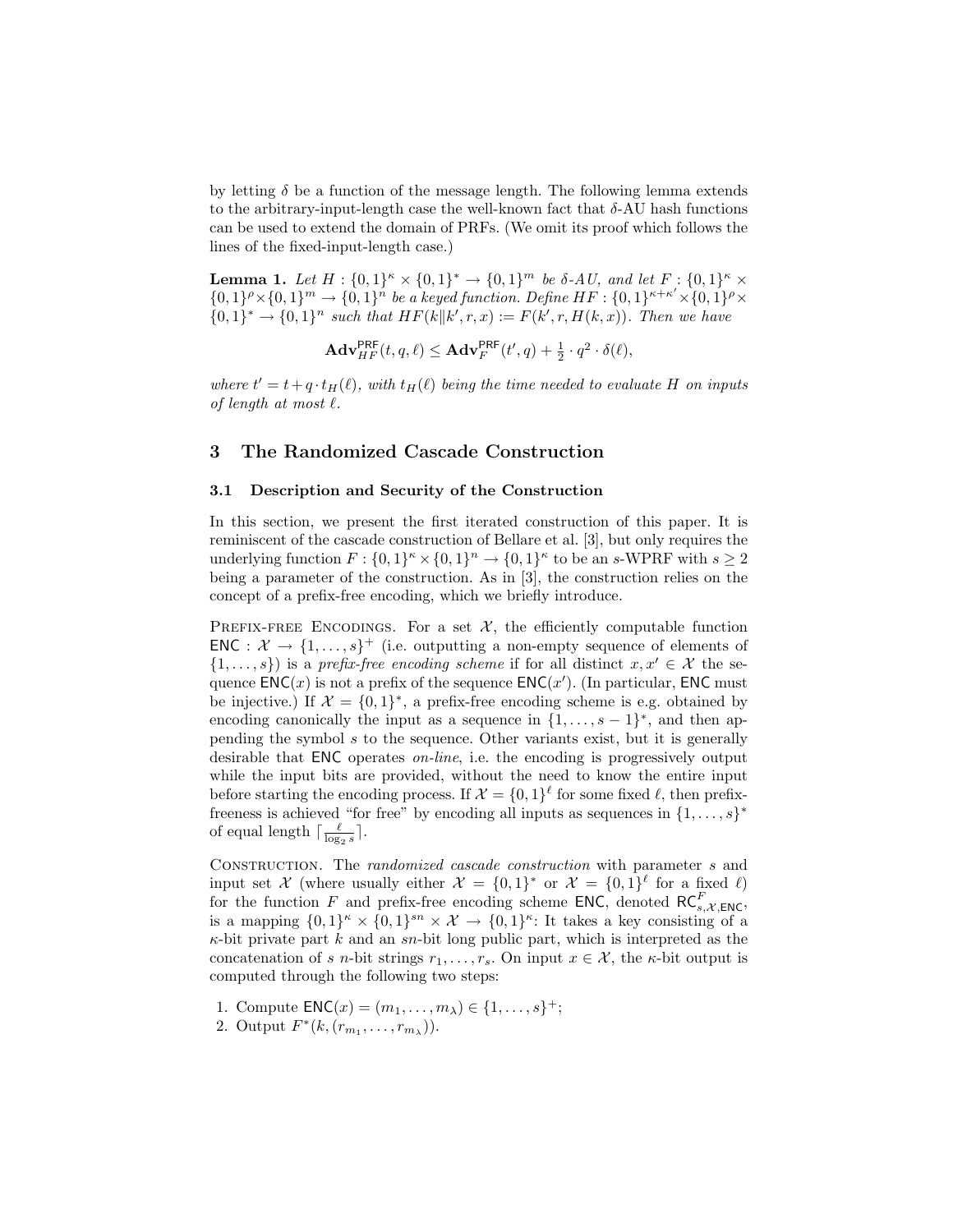by letting $\delta$ be a function of the message length. The following lemma extends to the arbitrary-input-length case the well-known fact that $\delta$-AU hash functions can be used to extend the domain of PRFs. (We omit its proof which follows the lines of the fixed-input-length case.)

**Lemma 1.** *Let $H : \{0,1\}^\kappa \times \{0,1\}^* \to \{0,1\}^m$ be $\delta$-AU, and let $F : \{0,1\}^\kappa \times \{0,1\}^\rho \times \{0,1\}^m \to \{0,1\}^n$ be a keyed function. Define $HF : \{0,1\}^{\kappa+\kappa'} \times \{0,1\}^\rho \times \{0,1\}^* \to \{0,1\}^n$ such that $HF(k\|k', r, x) := F(k', r, H(k, x))$. Then we have*

$$\mathbf{Adv}_{HF}^{\mathsf{PRF}}(t, q, \ell) \leq \mathbf{Adv}_{F}^{\mathsf{PRF}}(t', q) + \tfrac{1}{2} \cdot q^2 \cdot \delta(\ell),$$

*where $t' = t + q \cdot t_H(\ell)$, with $t_H(\ell)$ being the time needed to evaluate $H$ on inputs of length at most $\ell$.*

# 3 The Randomized Cascade Construction

## 3.1 Description and Security of the Construction

In this section, we present the first iterated construction of this paper. It is reminiscent of the cascade construction of Bellare et al. [3], but only requires the underlying function $F : \{0,1\}^\kappa \times \{0,1\}^n \to \{0,1\}^\kappa$ to be an $s$-WPRF with $s \geq 2$ being a parameter of the construction. As in [3], the construction relies on the concept of a prefix-free encoding, which we briefly introduce.

Prefix-free Encodings. For a set $\mathcal{X}$, the efficiently computable function $\mathsf{ENC} : \mathcal{X} \to \{1, \ldots, s\}^+$ (i.e. outputting a non-empty sequence of elements of $\{1, \ldots, s\}$) is a *prefix-free encoding scheme* if for all distinct $x, x' \in \mathcal{X}$ the sequence $\mathsf{ENC}(x)$ is not a prefix of the sequence $\mathsf{ENC}(x')$. (In particular, $\mathsf{ENC}$ must be injective.) If $\mathcal{X} = \{0,1\}^*$, a prefix-free encoding scheme is e.g. obtained by encoding canonically the input as a sequence in $\{1, \ldots, s-1\}^*$, and then appending the symbol $s$ to the sequence. Other variants exist, but it is generally desirable that $\mathsf{ENC}$ operates *on-line*, i.e. the encoding is progressively output while the input bits are provided, without the need to know the entire input before starting the encoding process. If $\mathcal{X} = \{0,1\}^\ell$ for some fixed $\ell$, then prefix-freeness is achieved "for free" by encoding all inputs as sequences in $\{1, \ldots, s\}^*$ of equal length $\lceil \frac{\ell}{\log_2 s} \rceil$.

Construction. The *randomized cascade construction* with parameter $s$ and input set $\mathcal{X}$ (where usually either $\mathcal{X} = \{0,1\}^*$ or $\mathcal{X} = \{0,1\}^\ell$ for a fixed $\ell$) for the function $F$ and prefix-free encoding scheme $\mathsf{ENC}$, denoted $\mathsf{RC}^F_{s,\mathcal{X},\mathsf{ENC}}$, is a mapping $\{0,1\}^\kappa \times \{0,1\}^{sn} \times \mathcal{X} \to \{0,1\}^\kappa$: It takes a key consisting of a $\kappa$-bit private part $k$ and an $sn$-bit long public part, which is interpreted as the concatenation of $s$ $n$-bit strings $r_1, \ldots, r_s$. On input $x \in \mathcal{X}$, the $\kappa$-bit output is computed through the following two steps:

1. Compute $\mathsf{ENC}(x) = (m_1, \ldots, m_\lambda) \in \{1, \ldots, s\}^+$;
2. Output $F^*(k, (r_{m_1}, \ldots, r_{m_\lambda}))$.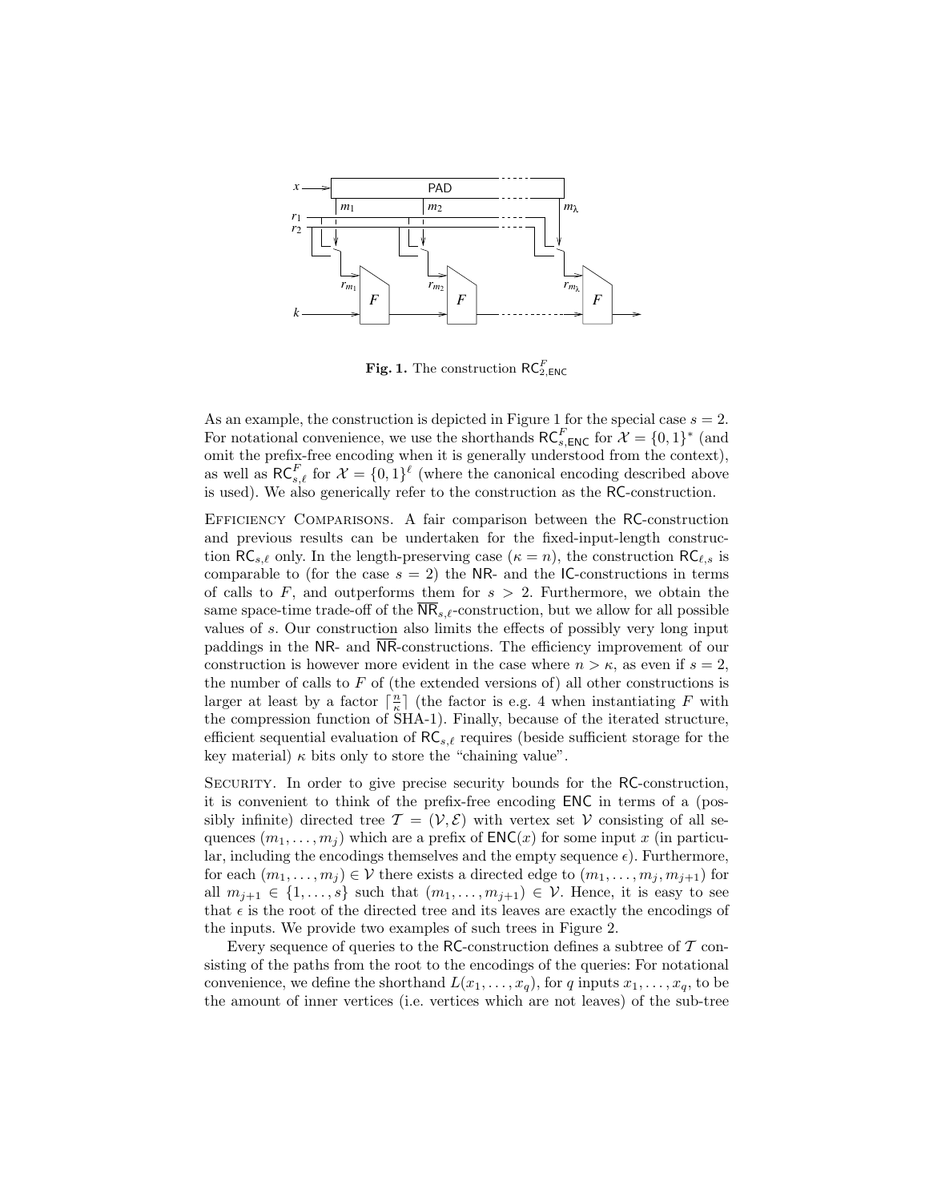**Fig. 1.** The construction $\mathsf{RC}^F_{2,\mathsf{ENC}}$

As an example, the construction is depicted in Figure 1 for the special case $s = 2$. For notational convenience, we use the shorthands $\mathsf{RC}^F_{s,\mathsf{ENC}}$ for $\mathcal{X} = \{0,1\}^*$ (and omit the prefix-free encoding when it is generally understood from the context), as well as $\mathsf{RC}^F_{s,\ell}$ for $\mathcal{X} = \{0,1\}^\ell$ (where the canonical encoding described above is used). We also generically refer to the construction as the $\mathsf{RC}$-construction.

Efficiency Comparisons. A fair comparison between the $\mathsf{RC}$-construction and previous results can be undertaken for the fixed-input-length construction $\mathsf{RC}_{s,\ell}$ only. In the length-preserving case ($\kappa = n$), the construction $\mathsf{RC}_{\ell,s}$ is comparable to (for the case $s = 2$) the $\mathsf{NR}$- and the $\mathsf{IC}$-constructions in terms of calls to $F$, and outperforms them for $s > 2$. Furthermore, we obtain the same space-time trade-off of the $\overline{\mathsf{NR}}_{s,\ell}$-construction, but we allow for all possible values of $s$. Our construction also limits the effects of possibly very long input paddings in the $\mathsf{NR}$- and $\overline{\mathsf{NR}}$-constructions. The efficiency improvement of our construction is however more evident in the case where $n > \kappa$, as even if $s = 2$, the number of calls to $F$ of (the extended versions of) all other constructions is larger at least by a factor $\lceil \frac{n}{\kappa} \rceil$ (the factor is e.g. 4 when instantiating $F$ with the compression function of SHA-1). Finally, because of the iterated structure, efficient sequential evaluation of $\mathsf{RC}_{s,\ell}$ requires (beside sufficient storage for the key material) $\kappa$ bits only to store the "chaining value".

Security. In order to give precise security bounds for the $\mathsf{RC}$-construction, it is convenient to think of the prefix-free encoding $\mathsf{ENC}$ in terms of a (possibly infinite) directed tree $\mathcal{T} = (\mathcal{V}, \mathcal{E})$ with vertex set $\mathcal{V}$ consisting of all sequences $(m_1, \ldots, m_j)$ which are a prefix of $\mathsf{ENC}(x)$ for some input $x$ (in particular, including the encodings themselves and the empty sequence $\epsilon$). Furthermore, for each $(m_1, \ldots, m_j) \in \mathcal{V}$ there exists a directed edge to $(m_1, \ldots, m_j, m_{j+1})$ for all $m_{j+1} \in \{1, \ldots, s\}$ such that $(m_1, \ldots, m_{j+1}) \in \mathcal{V}$. Hence, it is easy to see that $\epsilon$ is the root of the directed tree and its leaves are exactly the encodings of the inputs. We provide two examples of such trees in Figure 2.

Every sequence of queries to the $\mathsf{RC}$-construction defines a subtree of $\mathcal{T}$ consisting of the paths from the root to the encodings of the queries: For notational convenience, we define the shorthand $L(x_1, \ldots, x_q)$, for $q$ inputs $x_1, \ldots, x_q$, to be the amount of inner vertices (i.e. vertices which are not leaves) of the sub-tree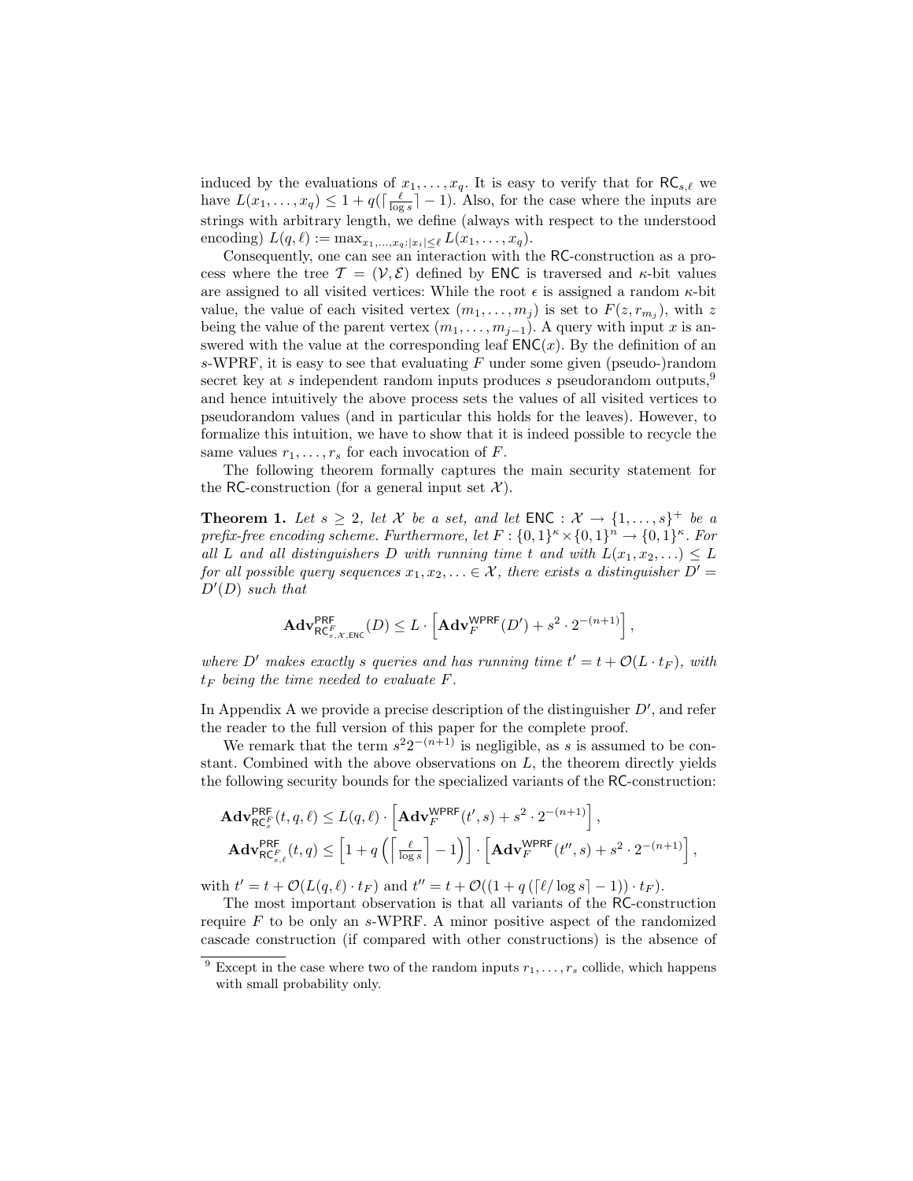induced by the evaluations of $x_1, \ldots, x_q$. It is easy to verify that for $\mathsf{RC}_{s,\ell}$ we have $L(x_1, \ldots, x_q) \leq 1 + q(\lceil \frac{\ell}{\log s} \rceil - 1)$. Also, for the case where the inputs are strings with arbitrary length, we define (always with respect to the understood encoding) $L(q, \ell) := \max_{x_1,\ldots,x_q : |x_i| \leq \ell} L(x_1, \ldots, x_q)$.

Consequently, one can see an interaction with the $\mathsf{RC}$-construction as a process where the tree $\mathcal{T} = (\mathcal{V}, \mathcal{E})$ defined by $\mathsf{ENC}$ is traversed and $\kappa$-bit values are assigned to all visited vertices: While the root $\epsilon$ is assigned a random $\kappa$-bit value, the value of each visited vertex $(m_1, \ldots, m_j)$ is set to $F(z, r_{m_j})$, with $z$ being the value of the parent vertex $(m_1, \ldots, m_{j-1})$. A query with input $x$ is answered with the value at the corresponding leaf $\mathsf{ENC}(x)$. By the definition of an $s$-WPRF, it is easy to see that evaluating $F$ under some given (pseudo-)random secret key at $s$ independent random inputs produces $s$ pseudorandom outputs,[9] and hence intuitively the above process sets the values of all visited vertices to pseudorandom values (and in particular this holds for the leaves). However, to formalize this intuition, we have to show that it is indeed possible to recycle the same values $r_1, \ldots, r_s$ for each invocation of $F$.

The following theorem formally captures the main security statement for the $\mathsf{RC}$-construction (for a general input set $\mathcal{X}$).

**Theorem 1.** *Let $s \geq 2$, let $\mathcal{X}$ be a set, and let $\mathsf{ENC} : \mathcal{X} \to \{1, \ldots, s\}^+$ be a prefix-free encoding scheme. Furthermore, let $F : \{0,1\}^\kappa \times \{0,1\}^n \to \{0,1\}^\kappa$. For all $L$ and all distinguishers $D$ with running time $t$ and with $L(x_1, x_2, \ldots) \leq L$ for all possible query sequences $x_1, x_2, \ldots \in \mathcal{X}$, there exists a distinguisher $D' = D'(D)$ such that*

$$\mathbf{Adv}^{\mathsf{PRF}}_{\mathsf{RC}^F_{s,\mathcal{X},\mathsf{ENC}}}(D) \leq L \cdot \left[\mathbf{Adv}^{\mathsf{WPRF}}_F(D') + s^2 \cdot 2^{-(n+1)}\right],$$

*where $D'$ makes exactly $s$ queries and has running time $t' = t + \mathcal{O}(L \cdot t_F)$, with $t_F$ being the time needed to evaluate $F$.*

In Appendix A we provide a precise description of the distinguisher $D'$, and refer the reader to the full version of this paper for the complete proof.

We remark that the term $s^2 2^{-(n+1)}$ is negligible, as $s$ is assumed to be constant. Combined with the above observations on $L$, the theorem directly yields the following security bounds for the specialized variants of the $\mathsf{RC}$-construction:

$$\mathbf{Adv}^{\mathsf{PRF}}_{\mathsf{RC}^F_s}(t, q, \ell) \leq L(q, \ell) \cdot \left[\mathbf{Adv}^{\mathsf{WPRF}}_F(t', s) + s^2 \cdot 2^{-(n+1)}\right],$$

$$\mathbf{Adv}^{\mathsf{PRF}}_{\mathsf{RC}^F_{s,\ell}}(t, q) \leq \left[1 + q\left(\left\lceil \frac{\ell}{\log s} \right\rceil - 1\right)\right] \cdot \left[\mathbf{Adv}^{\mathsf{WPRF}}_F(t'', s) + s^2 \cdot 2^{-(n+1)}\right],$$

with $t' = t + \mathcal{O}(L(q, \ell) \cdot t_F)$ and $t'' = t + \mathcal{O}((1 + q(\lceil \ell / \log s \rceil - 1)) \cdot t_F)$.

The most important observation is that all variants of the $\mathsf{RC}$-construction require $F$ to be only an $s$-WPRF. A minor positive aspect of the randomized cascade construction (if compared with other constructions) is the absence of

[9] Except in the case where two of the random inputs $r_1, \ldots, r_s$ collide, which happens with small probability only.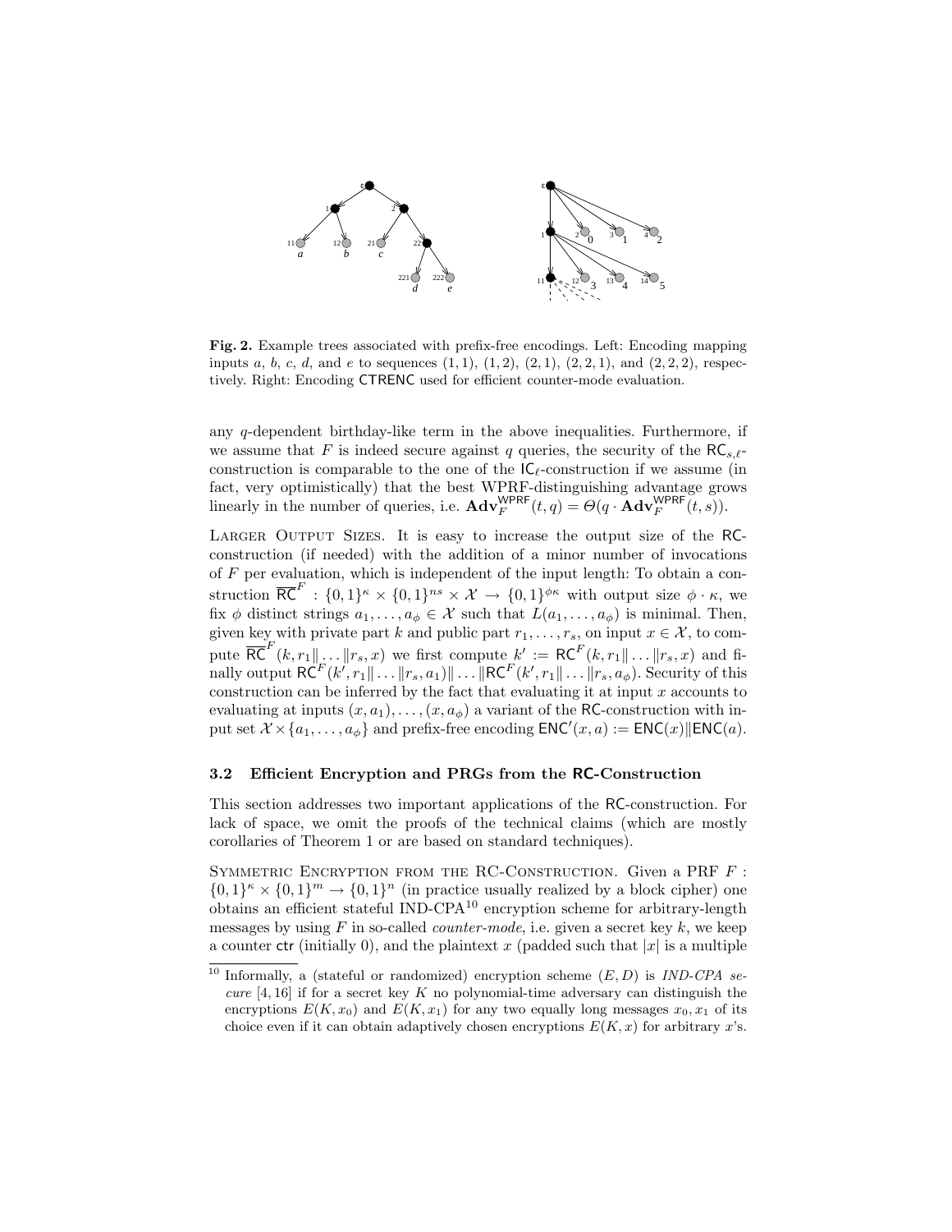**Fig. 2.** Example trees associated with prefix-free encodings. Left: Encoding mapping inputs $a$, $b$, $c$, $d$, and $e$ to sequences $(1, 1)$, $(1, 2)$, $(2, 1)$, $(2, 2, 1)$, and $(2, 2, 2)$, respectively. Right: Encoding $\mathsf{CTRENC}$ used for efficient counter-mode evaluation.

any $q$-dependent birthday-like term in the above inequalities. Furthermore, if we assume that $F$ is indeed secure against $q$ queries, the security of the $\mathsf{RC}_{s,\ell}$-construction is comparable to the one of the $\mathsf{IC}_\ell$-construction if we assume (in fact, very optimistically) that the best WPRF-distinguishing advantage grows linearly in the number of queries, i.e. $\mathbf{Adv}_F^{\mathsf{WPRF}}(t, q) = \Theta(q \cdot \mathbf{Adv}_F^{\mathsf{WPRF}}(t, s))$.

Larger Output Sizes. It is easy to increase the output size of the RC-construction (if needed) with the addition of a minor number of invocations of $F$ per evaluation, which is independent of the input length: To obtain a construction $\overline{\mathsf{RC}}^F : \{0,1\}^\kappa \times \{0,1\}^{ns} \times \mathcal{X} \to \{0,1\}^{\phi\kappa}$ with output size $\phi \cdot \kappa$, we fix $\phi$ distinct strings $a_1, \ldots, a_\phi \in \mathcal{X}$ such that $L(a_1, \ldots, a_\phi)$ is minimal. Then, given key with private part $k$ and public part $r_1, \ldots, r_s$, on input $x \in \mathcal{X}$, to compute $\overline{\mathsf{RC}}^F(k, r_1 \| \ldots \| r_s, x)$ we first compute $k' := \mathsf{RC}^F(k, r_1 \| \ldots \| r_s, x)$ and finally output $\mathsf{RC}^F(k', r_1 \| \ldots \| r_s, a_1) \| \ldots \| \mathsf{RC}^F(k', r_1 \| \ldots \| r_s, a_\phi)$. Security of this construction can be inferred by the fact that evaluating it at input $x$ accounts to evaluating at inputs $(x, a_1), \ldots, (x, a_\phi)$ a variant of the RC-construction with input set $\mathcal{X} \times \{a_1, \ldots, a_\phi\}$ and prefix-free encoding $\mathsf{ENC}'(x, a) := \mathsf{ENC}(x) \| \mathsf{ENC}(a)$.

### 3.2 Efficient Encryption and PRGs from the RC-Construction

This section addresses two important applications of the RC-construction. For lack of space, we omit the proofs of the technical claims (which are mostly corollaries of Theorem 1 or are based on standard techniques).

Symmetric Encryption from the RC-Construction. Given a PRF $F : \{0,1\}^\kappa \times \{0,1\}^m \to \{0,1\}^n$ (in practice usually realized by a block cipher) one obtains an efficient stateful IND-CPA[10] encryption scheme for arbitrary-length messages by using $F$ in so-called *counter-mode*, i.e. given a secret key $k$, we keep a counter $\mathsf{ctr}$ (initially 0), and the plaintext $x$ (padded such that $|x|$ is a multiple

[10] Informally, a (stateful or randomized) encryption scheme $(E, D)$ is *IND-CPA secure* [4, 16] if for a secret key $K$ no polynomial-time adversary can distinguish the encryptions $E(K, x_0)$ and $E(K, x_1)$ for any two equally long messages $x_0, x_1$ of its choice even if it can obtain adaptively chosen encryptions $E(K, x)$ for arbitrary $x$'s.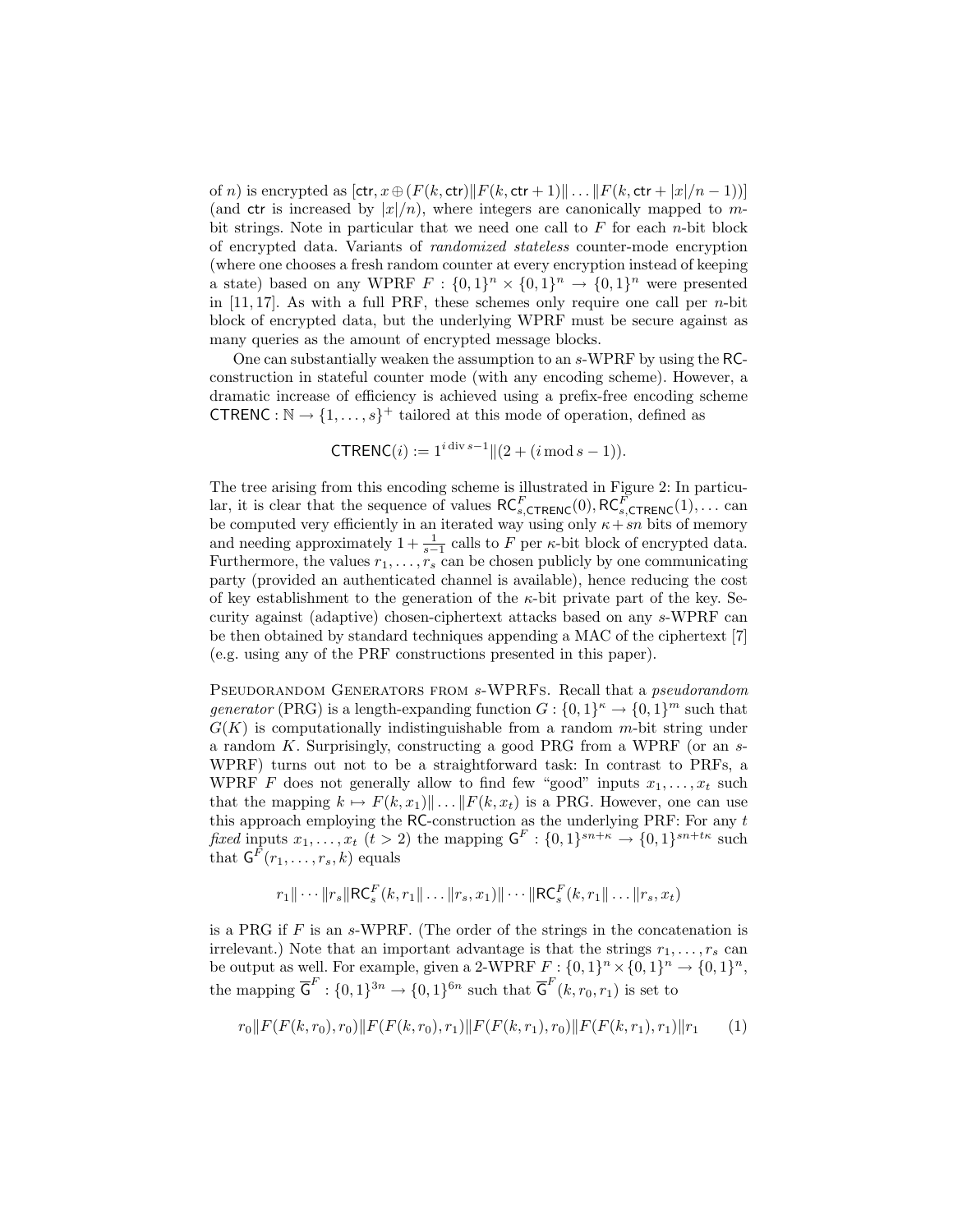of $n$) is encrypted as $[\mathsf{ctr}, x \oplus (F(k, \mathsf{ctr}) \| F(k, \mathsf{ctr}+1) \| \ldots \| F(k, \mathsf{ctr} + |x|/n - 1))]$ (and $\mathsf{ctr}$ is increased by $|x|/n$), where integers are canonically mapped to $m$-bit strings. Note in particular that we need one call to $F$ for each $n$-bit block of encrypted data. Variants of *randomized stateless* counter-mode encryption (where one chooses a fresh random counter at every encryption instead of keeping a state) based on any WPRF $F : \{0,1\}^n \times \{0,1\}^n \to \{0,1\}^n$ were presented in [11, 17]. As with a full PRF, these schemes only require one call per $n$-bit block of encrypted data, but the underlying WPRF must be secure against as many queries as the amount of encrypted message blocks.

One can substantially weaken the assumption to an $s$-WPRF by using the $\mathsf{RC}$-construction in stateful counter mode (with any encoding scheme). However, a dramatic increase of efficiency is achieved using a prefix-free encoding scheme $\mathsf{CTRENC} : \mathbb{N} \to \{1, \ldots, s\}^+$ tailored at this mode of operation, defined as

$$\mathsf{CTRENC}(i) := 1^{i \operatorname{div} s-1} \| (2 + (i \bmod s - 1)).$$

The tree arising from this encoding scheme is illustrated in Figure 2: In particular, it is clear that the sequence of values $\mathsf{RC}^F_{s,\mathsf{CTRENC}}(0), \mathsf{RC}^F_{s,\mathsf{CTRENC}}(1), \ldots$ can be computed very efficiently in an iterated way using only $\kappa + sn$ bits of memory and needing approximately $1 + \frac{1}{s-1}$ calls to $F$ per $\kappa$-bit block of encrypted data. Furthermore, the values $r_1, \ldots, r_s$ can be chosen publicly by one communicating party (provided an authenticated channel is available), hence reducing the cost of key establishment to the generation of the $\kappa$-bit private part of the key. Security against (adaptive) chosen-ciphertext attacks based on any $s$-WPRF can be then obtained by standard techniques appending a MAC of the ciphertext [7] (e.g. using any of the PRF constructions presented in this paper).

Pseudorandom Generators from $s$-WPRFs. Recall that a *pseudorandom generator* (PRG) is a length-expanding function $G : \{0,1\}^\kappa \to \{0,1\}^m$ such that $G(K)$ is computationally indistinguishable from a random $m$-bit string under a random $K$. Surprisingly, constructing a good PRG from a WPRF (or an $s$-WPRF) turns out not to be a straightforward task: In contrast to PRFs, a WPRF $F$ does not generally allow to find few "good" inputs $x_1, \ldots, x_t$ such that the mapping $k \mapsto F(k, x_1) \| \ldots \| F(k, x_t)$ is a PRG. However, one can use this approach employing the $\mathsf{RC}$-construction as the underlying PRF: For any $t$ *fixed* inputs $x_1, \ldots, x_t$ ($t > 2$) the mapping $\mathsf{G}^F : \{0,1\}^{sn+\kappa} \to \{0,1\}^{sn+t\kappa}$ such that $\mathsf{G}^F(r_1, \ldots, r_s, k)$ equals

$$r_1 \| \cdots \| r_s \| \mathsf{RC}^F_s(k, r_1 \| \ldots \| r_s, x_1) \| \cdots \| \mathsf{RC}^F_s(k, r_1 \| \ldots \| r_s, x_t)$$

is a PRG if $F$ is an $s$-WPRF. (The order of the strings in the concatenation is irrelevant.) Note that an important advantage is that the strings $r_1, \ldots, r_s$ can be output as well. For example, given a 2-WPRF $F : \{0,1\}^n \times \{0,1\}^n \to \{0,1\}^n$, the mapping $\overline{\mathsf{G}}^F : \{0,1\}^{3n} \to \{0,1\}^{6n}$ such that $\overline{\mathsf{G}}^F(k, r_0, r_1)$ is set to

$$r_0 \| F(F(k, r_0), r_0) \| F(F(k, r_0), r_1) \| F(F(k, r_1), r_0) \| F(F(k, r_1), r_1) \| r_1 \qquad (1)$$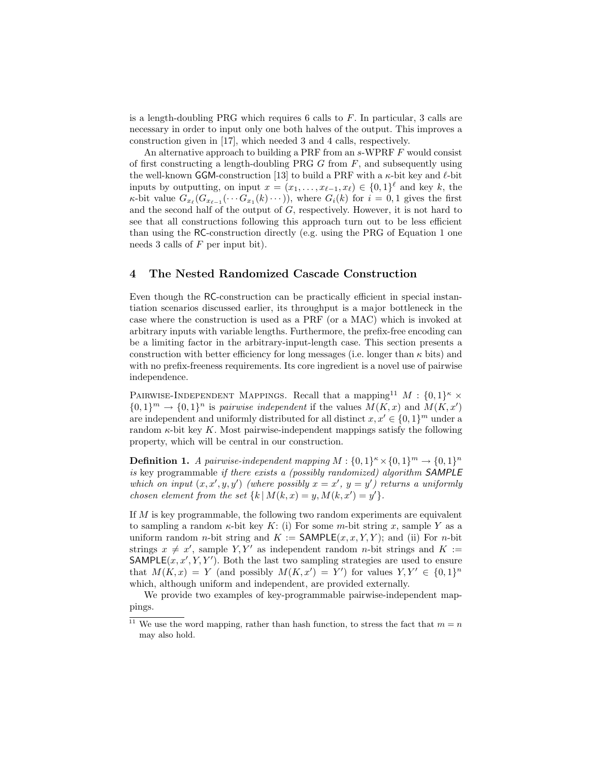is a length-doubling PRG which requires 6 calls to $F$. In particular, 3 calls are necessary in order to input only one both halves of the output. This improves a construction given in [17], which needed 3 and 4 calls, respectively.

An alternative approach to building a PRF from an $s$-WPRF $F$ would consist of first constructing a length-doubling PRG $G$ from $F$, and subsequently using the well-known GGM-construction [13] to build a PRF with a $\kappa$-bit key and $\ell$-bit inputs by outputting, on input $x = (x_1, \ldots, x_{\ell-1}, x_\ell) \in \{0,1\}^\ell$ and key $k$, the $\kappa$-bit value $G_{x_\ell}(G_{x_{\ell-1}}(\cdots G_{x_1}(k)\cdots))$, where $G_i(k)$ for $i = 0, 1$ gives the first and the second half of the output of $G$, respectively. However, it is not hard to see that all constructions following this approach turn out to be less efficient than using the RC-construction directly (e.g. using the PRG of Equation 1 one needs 3 calls of $F$ per input bit).

## 4 The Nested Randomized Cascade Construction

Even though the RC-construction can be practically efficient in special instantiation scenarios discussed earlier, its throughput is a major bottleneck in the case where the construction is used as a PRF (or a MAC) which is invoked at arbitrary inputs with variable lengths. Furthermore, the prefix-free encoding can be a limiting factor in the arbitrary-input-length case. This section presents a construction with better efficiency for long messages (i.e. longer than $\kappa$ bits) and with no prefix-freeness requirements. Its core ingredient is a novel use of pairwise independence.

Pairwise-Independent Mappings. Recall that a mapping[11] $M : \{0,1\}^\kappa \times \{0,1\}^m \to \{0,1\}^n$ is *pairwise independent* if the values $M(K, x)$ and $M(K, x')$ are independent and uniformly distributed for all distinct $x, x' \in \{0,1\}^m$ under a random $\kappa$-bit key $K$. Most pairwise-independent mappings satisfy the following property, which will be central in our construction.

**Definition 1.** *A pairwise-independent mapping $M : \{0,1\}^\kappa \times \{0,1\}^m \to \{0,1\}^n$ is* key programmable *if there exists a (possibly randomized) algorithm SAMPLE which on input $(x, x', y, y')$ (where possibly $x = x'$, $y = y'$) returns a uniformly chosen element from the set $\{k \mid M(k, x) = y, M(k, x') = y'\}$.*

If $M$ is key programmable, the following two random experiments are equivalent to sampling a random $\kappa$-bit key $K$: (i) For some $m$-bit string $x$, sample $Y$ as a uniform random $n$-bit string and $K := \mathsf{SAMPLE}(x, x, Y, Y)$; and (ii) For $n$-bit strings $x \neq x'$, sample $Y, Y'$ as independent random $n$-bit strings and $K := \mathsf{SAMPLE}(x, x', Y, Y')$. Both the last two sampling strategies are used to ensure that $M(K, x) = Y$ (and possibly $M(K, x') = Y'$) for values $Y, Y' \in \{0,1\}^n$ which, although uniform and independent, are provided externally.

We provide two examples of key-programmable pairwise-independent mappings.

[11] We use the word mapping, rather than hash function, to stress the fact that $m = n$ may also hold.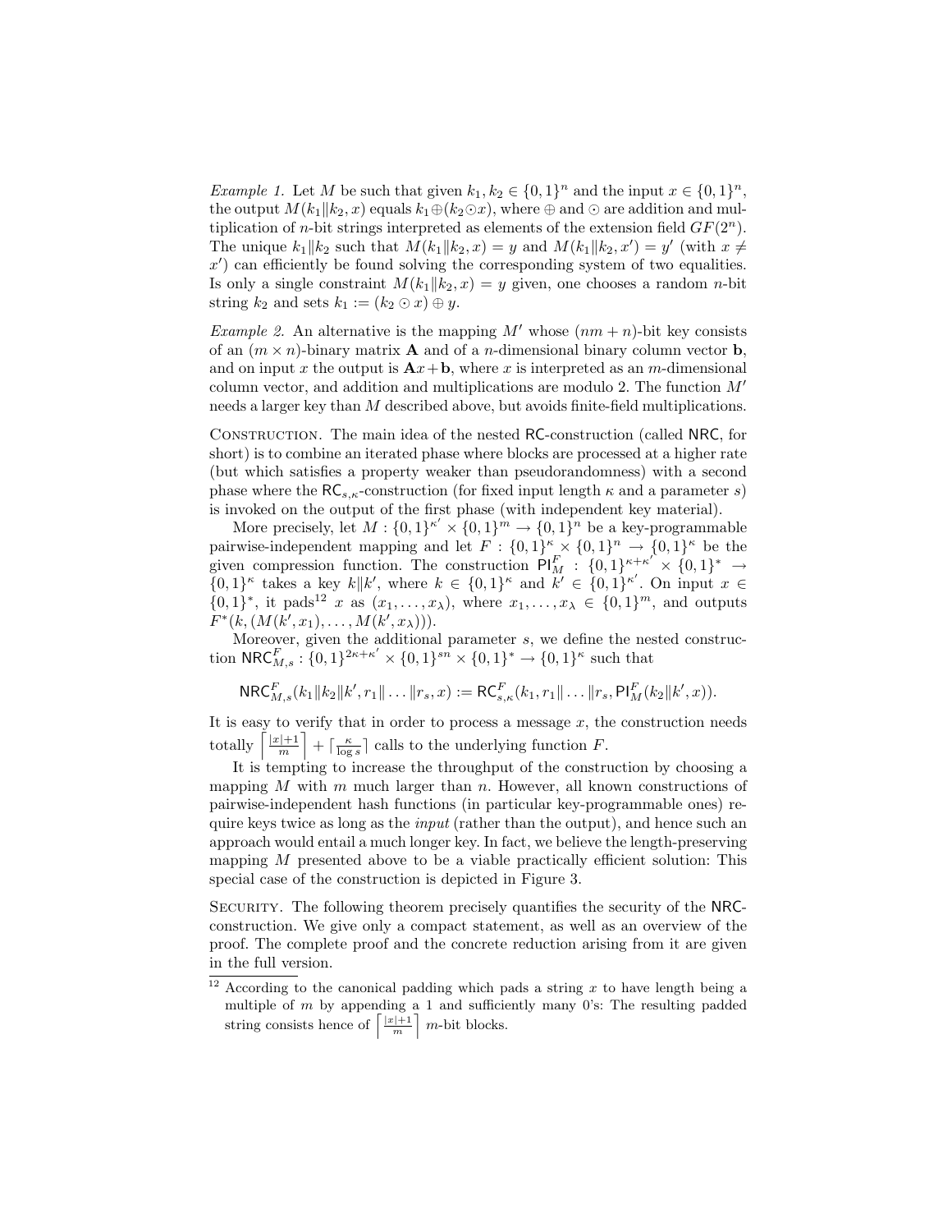*Example 1.* Let $M$ be such that given $k_1, k_2 \in \{0,1\}^n$ and the input $x \in \{0,1\}^n$, the output $M(k_1 \| k_2, x)$ equals $k_1 \oplus (k_2 \odot x)$, where $\oplus$ and $\odot$ are addition and multiplication of $n$-bit strings interpreted as elements of the extension field $GF(2^n)$. The unique $k_1 \| k_2$ such that $M(k_1 \| k_2, x) = y$ and $M(k_1 \| k_2, x') = y'$ (with $x \neq x'$) can efficiently be found solving the corresponding system of two equalities. Is only a single constraint $M(k_1 \| k_2, x) = y$ given, one chooses a random $n$-bit string $k_2$ and sets $k_1 := (k_2 \odot x) \oplus y$.

*Example 2.* An alternative is the mapping $M'$ whose $(nm+n)$-bit key consists of an $(m \times n)$-binary matrix $\mathbf{A}$ and of a $n$-dimensional binary column vector $\mathbf{b}$, and on input $x$ the output is $\mathbf{A}x + \mathbf{b}$, where $x$ is interpreted as an $m$-dimensional column vector, and addition and multiplications are modulo 2. The function $M'$ needs a larger key than $M$ described above, but avoids finite-field multiplications.

Construction. The main idea of the nested $\mathsf{RC}$-construction (called $\mathsf{NRC}$, for short) is to combine an iterated phase where blocks are processed at a higher rate (but which satisfies a property weaker than pseudorandomness) with a second phase where the $\mathsf{RC}_{s,\kappa}$-construction (for fixed input length $\kappa$ and a parameter $s$) is invoked on the output of the first phase (with independent key material).

More precisely, let $M : \{0,1\}^{\kappa'} \times \{0,1\}^m \to \{0,1\}^n$ be a key-programmable pairwise-independent mapping and let $F : \{0,1\}^\kappa \times \{0,1\}^n \to \{0,1\}^\kappa$ be the given compression function. The construction $\mathsf{PI}_M^F : \{0,1\}^{\kappa+\kappa'} \times \{0,1\}^* \to \{0,1\}^\kappa$ takes a key $k \| k'$, where $k \in \{0,1\}^\kappa$ and $k' \in \{0,1\}^{\kappa'}$. On input $x \in \{0,1\}^*$, it pads[12] $x$ as $(x_1, \ldots, x_\lambda)$, where $x_1, \ldots, x_\lambda \in \{0,1\}^m$, and outputs $F^*(k, (M(k', x_1), \ldots, M(k', x_\lambda)))$.

Moreover, given the additional parameter $s$, we define the nested construction $\mathsf{NRC}_{M,s}^F : \{0,1\}^{2\kappa+\kappa'} \times \{0,1\}^{sn} \times \{0,1\}^* \to \{0,1\}^\kappa$ such that

$$\mathsf{NRC}_{M,s}^F(k_1 \| k_2 \| k', r_1 \| \ldots \| r_s, x) := \mathsf{RC}_{s,\kappa}^F(k_1, r_1 \| \ldots \| r_s, \mathsf{PI}_M^F(k_2 \| k', x)).$$

It is easy to verify that in order to process a message $x$, the construction needs totally $\left\lceil \frac{|x|+1}{m} \right\rceil + \lceil \frac{\kappa}{\log s} \rceil$ calls to the underlying function $F$.

It is tempting to increase the throughput of the construction by choosing a mapping $M$ with $m$ much larger than $n$. However, all known constructions of pairwise-independent hash functions (in particular key-programmable ones) require keys twice as long as the *input* (rather than the output), and hence such an approach would entail a much longer key. In fact, we believe the length-preserving mapping $M$ presented above to be a viable practically efficient solution: This special case of the construction is depicted in Figure 3.

Security. The following theorem precisely quantifies the security of the $\mathsf{NRC}$-construction. We give only a compact statement, as well as an overview of the proof. The complete proof and the concrete reduction arising from it are given in the full version.

[12] According to the canonical padding which pads a string $x$ to have length being a multiple of $m$ by appending a 1 and sufficiently many 0's: The resulting padded string consists hence of $\left\lceil \frac{|x|+1}{m} \right\rceil$ $m$-bit blocks.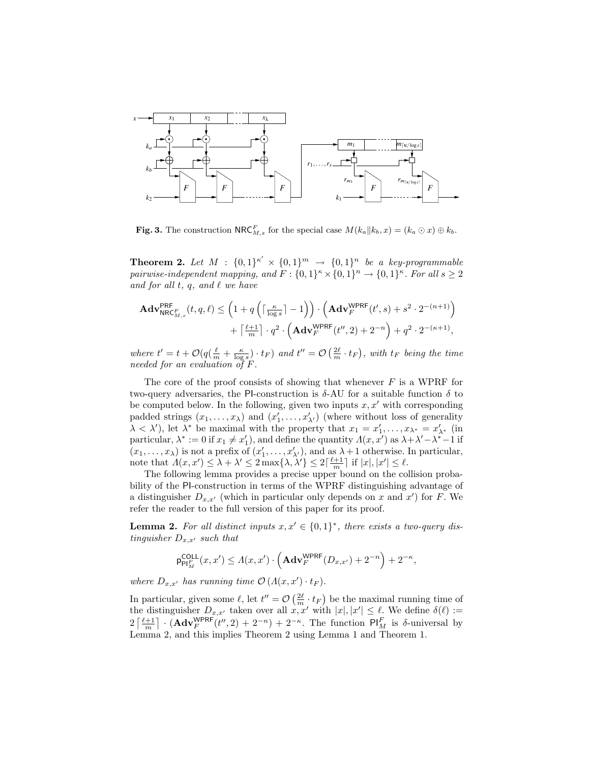**Fig. 3.** The construction $\mathsf{NRC}^F_{M,s}$ for the special case $M(k_a \| k_b, x) = (k_a \odot x) \oplus k_b$.

**Theorem 2.** *Let $M : \{0,1\}^{\kappa'} \times \{0,1\}^m \to \{0,1\}^n$ be a key-programmable pairwise-independent mapping, and $F : \{0,1\}^\kappa \times \{0,1\}^n \to \{0,1\}^\kappa$. For all $s \geq 2$ and for all $t$, $q$, and $\ell$ we have*

$$\mathbf{Adv}^{\mathsf{PRF}}_{\mathsf{NRC}^F_{M,s}}(t, q, \ell) \leq \left(1 + q\left(\lceil \tfrac{\kappa}{\log s} \rceil - 1\right)\right) \cdot \left(\mathbf{Adv}^{\mathsf{WPRF}}_F(t', s) + s^2 \cdot 2^{-(n+1)}\right) + \left\lceil \tfrac{\ell+1}{m} \right\rceil \cdot q^2 \cdot \left(\mathbf{Adv}^{\mathsf{WPRF}}_F(t'', 2) + 2^{-n}\right) + q^2 \cdot 2^{-(\kappa+1)},$$

*where $t' = t + \mathcal{O}(q(\frac{\ell}{m} + \frac{\kappa}{\log s}) \cdot t_F)$ and $t'' = \mathcal{O}\left(\frac{2\ell}{m} \cdot t_F\right)$, with $t_F$ being the time needed for an evaluation of $F$.*

The core of the proof consists of showing that whenever $F$ is a WPRF for two-query adversaries, the $\mathsf{PI}$-construction is $\delta$-AU for a suitable function $\delta$ to be computed below. In the following, given two inputs $x, x'$ with corresponding padded strings $(x_1, \ldots, x_\lambda)$ and $(x'_1, \ldots, x'_{\lambda'})$ (where without loss of generality $\lambda < \lambda'$), let $\lambda^*$ be maximal with the property that $x_1 = x'_1, \ldots, x_{\lambda^*} = x'_{\lambda^*}$ (in particular, $\lambda^* := 0$ if $x_1 \neq x'_1$), and define the quantity $\Lambda(x, x')$ as $\lambda + \lambda' - \lambda^* - 1$ if $(x_1, \ldots, x_\lambda)$ is not a prefix of $(x'_1, \ldots, x'_{\lambda'})$, and as $\lambda + 1$ otherwise. In particular, note that $\Lambda(x, x') \leq \lambda + \lambda' \leq 2 \max\{\lambda, \lambda'\} \leq 2\lceil \frac{\ell+1}{m} \rceil$ if $|x|, |x'| \leq \ell$.

The following lemma provides a precise upper bound on the collision probability of the $\mathsf{PI}$-construction in terms of the WPRF distinguishing advantage of a distinguisher $D_{x,x'}$ (which in particular only depends on $x$ and $x'$) for $F$. We refer the reader to the full version of this paper for its proof.

**Lemma 2.** *For all distinct inputs $x, x' \in \{0,1\}^*$, there exists a two-query distinguisher $D_{x,x'}$ such that*

$$\mathsf{p}^{\mathsf{COLL}}_{\mathsf{PI}^F_M}(x, x') \leq \Lambda(x, x') \cdot \left(\mathbf{Adv}^{\mathsf{WPRF}}_F(D_{x,x'}) + 2^{-n}\right) + 2^{-\kappa},$$

*where $D_{x,x'}$ has running time $\mathcal{O}(\Lambda(x, x') \cdot t_F)$.*

In particular, given some $\ell$, let $t'' = \mathcal{O}\left(\frac{2\ell}{m} \cdot t_F\right)$ be the maximal running time of the distinguisher $D_{x,x'}$ taken over all $x, x'$ with $|x|, |x'| \leq \ell$. We define $\delta(\ell) := 2\left\lceil \frac{\ell+1}{m} \right\rceil \cdot (\mathbf{Adv}^{\mathsf{WPRF}}_F(t'', 2) + 2^{-n}) + 2^{-\kappa}$. The function $\mathsf{PI}^F_M$ is $\delta$-universal by Lemma 2, and this implies Theorem 2 using Lemma 1 and Theorem 1.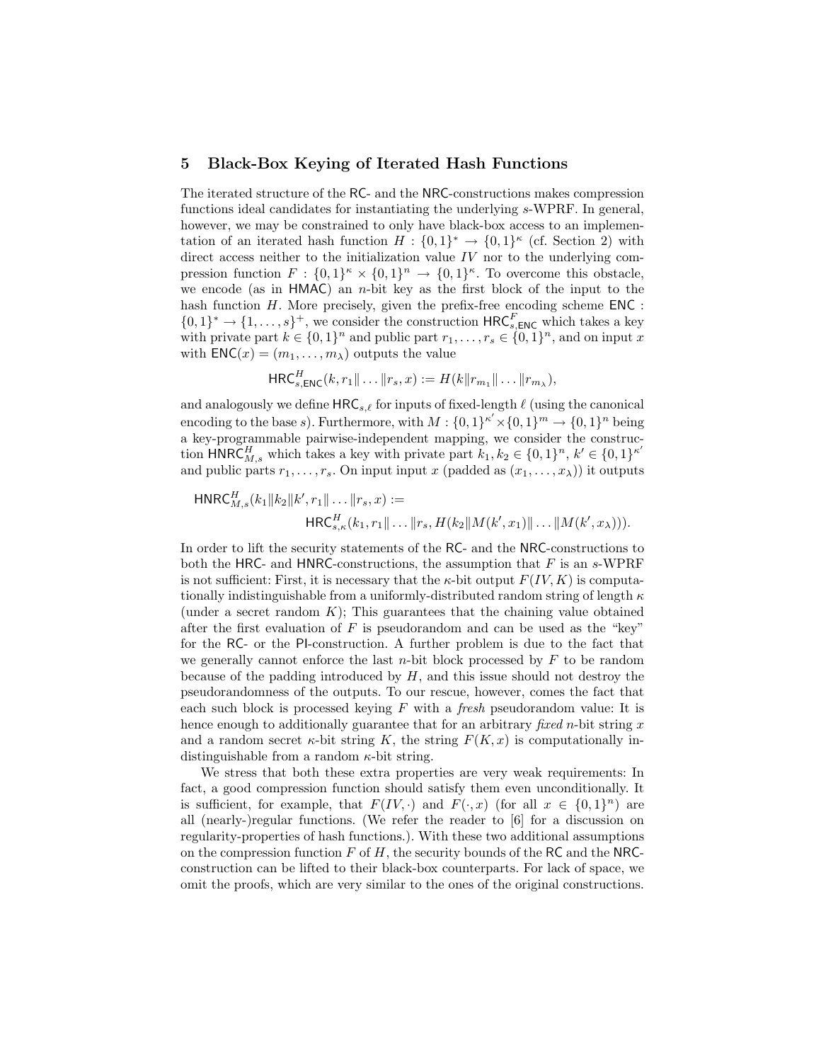## 5 Black-Box Keying of Iterated Hash Functions

The iterated structure of the RC- and the NRC-constructions makes compression functions ideal candidates for instantiating the underlying $s$-WPRF. In general, however, we may be constrained to only have black-box access to an implementation of an iterated hash function $H : \{0,1\}^* \to \{0,1\}^\kappa$ (cf. Section 2) with direct access neither to the initialization value $IV$ nor to the underlying compression function $F : \{0,1\}^\kappa \times \{0,1\}^n \to \{0,1\}^\kappa$. To overcome this obstacle, we encode (as in HMAC) an $n$-bit key as the first block of the input to the hash function $H$. More precisely, given the prefix-free encoding scheme $\mathsf{ENC} : \{0,1\}^* \to \{1,\ldots,s\}^+$, we consider the construction $\mathsf{HRC}^F_{s,\mathsf{ENC}}$ which takes a key with private part $k \in \{0,1\}^n$ and public part $r_1,\ldots,r_s \in \{0,1\}^n$, and on input $x$ with $\mathsf{ENC}(x) = (m_1,\ldots,m_\lambda)$ outputs the value

$$\mathsf{HRC}^H_{s,\mathsf{ENC}}(k, r_1\|\ldots\|r_s, x) := H(k\|r_{m_1}\|\ldots\|r_{m_\lambda}),$$

and analogously we define $\mathsf{HRC}_{s,\ell}$ for inputs of fixed-length $\ell$ (using the canonical encoding to the base $s$). Furthermore, with $M : \{0,1\}^{\kappa'} \times \{0,1\}^m \to \{0,1\}^n$ being a key-programmable pairwise-independent mapping, we consider the construction $\mathsf{HNRC}^H_{M,s}$ which takes a key with private part $k_1, k_2 \in \{0,1\}^n$, $k' \in \{0,1\}^{\kappa'}$ and public parts $r_1,\ldots,r_s$. On input input $x$ (padded as $(x_1,\ldots,x_\lambda)$) it outputs

$$\begin{aligned}\mathsf{HNRC}^H_{M,s}&(k_1\|k_2\|k', r_1\|\ldots\|r_s, x) :=\\ &\mathsf{HRC}^H_{s,\kappa}(k_1, r_1\|\ldots\|r_s, H(k_2\|M(k',x_1)\|\ldots\|M(k',x_\lambda))).\end{aligned}$$

In order to lift the security statements of the RC- and the NRC-constructions to both the HRC- and HNRC-constructions, the assumption that $F$ is an $s$-WPRF is not sufficient: First, it is necessary that the $\kappa$-bit output $F(IV, K)$ is computationally indistinguishable from a uniformly-distributed random string of length $\kappa$ (under a secret random $K$); This guarantees that the chaining value obtained after the first evaluation of $F$ is pseudorandom and can be used as the "key" for the RC- or the PI-construction. A further problem is due to the fact that we generally cannot enforce the last $n$-bit block processed by $F$ to be random because of the padding introduced by $H$, and this issue should not destroy the pseudorandomness of the outputs. To our rescue, however, comes the fact that each such block is processed keying $F$ with a *fresh* pseudorandom value: It is hence enough to additionally guarantee that for an arbitrary *fixed* $n$-bit string $x$ and a random secret $\kappa$-bit string $K$, the string $F(K, x)$ is computationally indistinguishable from a random $\kappa$-bit string.

We stress that both these extra properties are very weak requirements: In fact, a good compression function should satisfy them even unconditionally. It is sufficient, for example, that $F(IV, \cdot)$ and $F(\cdot, x)$ (for all $x \in \{0,1\}^n$) are all (nearly-)regular functions. (We refer the reader to [6] for a discussion on regularity-properties of hash functions.). With these two additional assumptions on the compression function $F$ of $H$, the security bounds of the RC and the NRC-construction can be lifted to their black-box counterparts. For lack of space, we omit the proofs, which are very similar to the ones of the original constructions.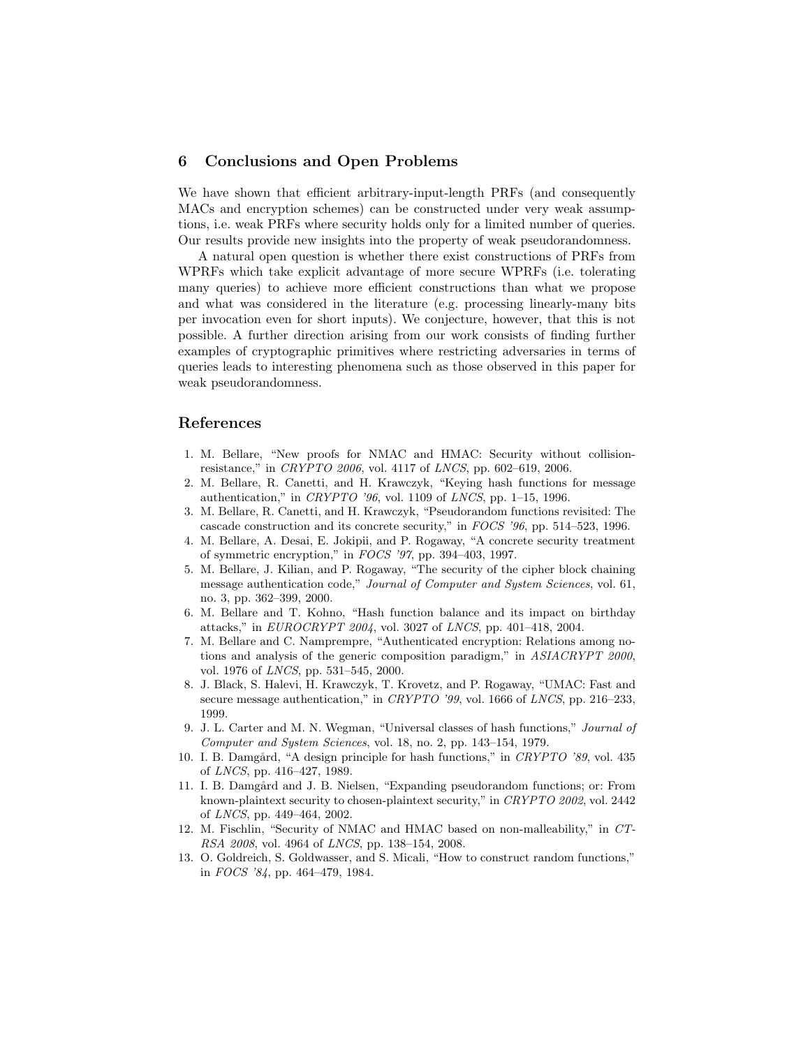## 6 Conclusions and Open Problems

We have shown that efficient arbitrary-input-length PRFs (and consequently MACs and encryption schemes) can be constructed under very weak assumptions, i.e. weak PRFs where security holds only for a limited number of queries. Our results provide new insights into the property of weak pseudorandomness.

A natural open question is whether there exist constructions of PRFs from WPRFs which take explicit advantage of more secure WPRFs (i.e. tolerating many queries) to achieve more efficient constructions than what we propose and what was considered in the literature (e.g. processing linearly-many bits per invocation even for short inputs). We conjecture, however, that this is not possible. A further direction arising from our work consists of finding further examples of cryptographic primitives where restricting adversaries in terms of queries leads to interesting phenomena such as those observed in this paper for weak pseudorandomness.

## References

1. M. Bellare, "New proofs for NMAC and HMAC: Security without collision-resistance," in *CRYPTO 2006*, vol. 4117 of *LNCS*, pp. 602–619, 2006.
2. M. Bellare, R. Canetti, and H. Krawczyk, "Keying hash functions for message authentication," in *CRYPTO '96*, vol. 1109 of *LNCS*, pp. 1–15, 1996.
3. M. Bellare, R. Canetti, and H. Krawczyk, "Pseudorandom functions revisited: The cascade construction and its concrete security," in *FOCS '96*, pp. 514–523, 1996.
4. M. Bellare, A. Desai, E. Jokipii, and P. Rogaway, "A concrete security treatment of symmetric encryption," in *FOCS '97*, pp. 394–403, 1997.
5. M. Bellare, J. Kilian, and P. Rogaway, "The security of the cipher block chaining message authentication code," *Journal of Computer and System Sciences*, vol. 61, no. 3, pp. 362–399, 2000.
6. M. Bellare and T. Kohno, "Hash function balance and its impact on birthday attacks," in *EUROCRYPT 2004*, vol. 3027 of *LNCS*, pp. 401–418, 2004.
7. M. Bellare and C. Namprempre, "Authenticated encryption: Relations among notions and analysis of the generic composition paradigm," in *ASIACRYPT 2000*, vol. 1976 of *LNCS*, pp. 531–545, 2000.
8. J. Black, S. Halevi, H. Krawczyk, T. Krovetz, and P. Rogaway, "UMAC: Fast and secure message authentication," in *CRYPTO '99*, vol. 1666 of *LNCS*, pp. 216–233, 1999.
9. J. L. Carter and M. N. Wegman, "Universal classes of hash functions," *Journal of Computer and System Sciences*, vol. 18, no. 2, pp. 143–154, 1979.
10. I. B. Damgård, "A design principle for hash functions," in *CRYPTO '89*, vol. 435 of *LNCS*, pp. 416–427, 1989.
11. I. B. Damgård and J. B. Nielsen, "Expanding pseudorandom functions; or: From known-plaintext security to chosen-plaintext security," in *CRYPTO 2002*, vol. 2442 of *LNCS*, pp. 449–464, 2002.
12. M. Fischlin, "Security of NMAC and HMAC based on non-malleability," in *CT-RSA 2008*, vol. 4964 of *LNCS*, pp. 138–154, 2008.
13. O. Goldreich, S. Goldwasser, and S. Micali, "How to construct random functions," in *FOCS '84*, pp. 464–479, 1984.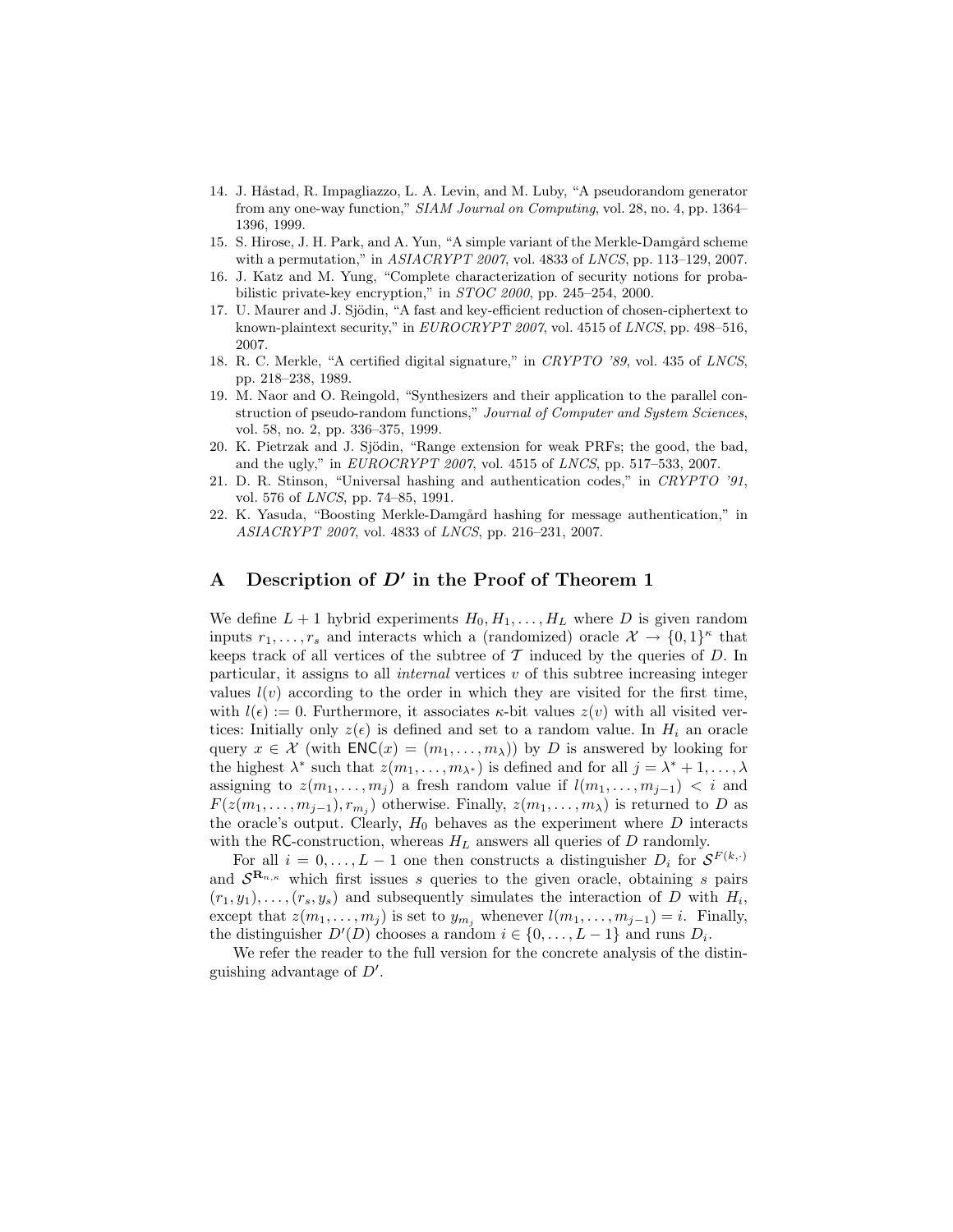14. J. Håstad, R. Impagliazzo, L. A. Levin, and M. Luby, "A pseudorandom generator from any one-way function," *SIAM Journal on Computing*, vol. 28, no. 4, pp. 1364–1396, 1999.
15. S. Hirose, J. H. Park, and A. Yun, "A simple variant of the Merkle-Damgård scheme with a permutation," in *ASIACRYPT 2007*, vol. 4833 of *LNCS*, pp. 113–129, 2007.
16. J. Katz and M. Yung, "Complete characterization of security notions for probabilistic private-key encryption," in *STOC 2000*, pp. 245–254, 2000.
17. U. Maurer and J. Sjödin, "A fast and key-efficient reduction of chosen-ciphertext to known-plaintext security," in *EUROCRYPT 2007*, vol. 4515 of *LNCS*, pp. 498–516, 2007.
18. R. C. Merkle, "A certified digital signature," in *CRYPTO '89*, vol. 435 of *LNCS*, pp. 218–238, 1989.
19. M. Naor and O. Reingold, "Synthesizers and their application to the parallel construction of pseudo-random functions," *Journal of Computer and System Sciences*, vol. 58, no. 2, pp. 336–375, 1999.
20. K. Pietrzak and J. Sjödin, "Range extension for weak PRFs; the good, the bad, and the ugly," in *EUROCRYPT 2007*, vol. 4515 of *LNCS*, pp. 517–533, 2007.
21. D. R. Stinson, "Universal hashing and authentication codes," in *CRYPTO '91*, vol. 576 of *LNCS*, pp. 74–85, 1991.
22. K. Yasuda, "Boosting Merkle-Damgård hashing for message authentication," in *ASIACRYPT 2007*, vol. 4833 of *LNCS*, pp. 216–231, 2007.

## A Description of $D'$ in the Proof of Theorem 1

We define $L+1$ hybrid experiments $H_0, H_1, \dots, H_L$ where $D$ is given random inputs $r_1, \dots, r_s$ and interacts which a (randomized) oracle $\mathcal{X} \to \{0,1\}^\kappa$ that keeps track of all vertices of the subtree of $\mathcal{T}$ induced by the queries of $D$. In particular, it assigns to all *internal* vertices $v$ of this subtree increasing integer values $l(v)$ according to the order in which they are visited for the first time, with $l(\epsilon) := 0$. Furthermore, it associates $\kappa$-bit values $z(v)$ with all visited vertices: Initially only $z(\epsilon)$ is defined and set to a random value. In $H_i$ an oracle query $x \in \mathcal{X}$ (with $\mathsf{ENC}(x) = (m_1, \dots, m_\lambda)$) by $D$ is answered by looking for the highest $\lambda^*$ such that $z(m_1, \dots, m_{\lambda^*})$ is defined and for all $j = \lambda^* + 1, \dots, \lambda$ assigning to $z(m_1, \dots, m_j)$ a fresh random value if $l(m_1, \dots, m_{j-1}) < i$ and $F(z(m_1, \dots, m_{j-1}), r_{m_j})$ otherwise. Finally, $z(m_1, \dots, m_\lambda)$ is returned to $D$ as the oracle's output. Clearly, $H_0$ behaves as the experiment where $D$ interacts with the $\mathsf{RC}$-construction, whereas $H_L$ answers all queries of $D$ randomly.

For all $i = 0, \dots, L-1$ one then constructs a distinguisher $D_i$ for $\mathcal{S}^{F(k,\cdot)}$ and $\mathcal{S}^{\mathbf{R}_{n,\kappa}}$ which first issues $s$ queries to the given oracle, obtaining $s$ pairs $(r_1, y_1), \dots, (r_s, y_s)$ and subsequently simulates the interaction of $D$ with $H_i$, except that $z(m_1, \dots, m_j)$ is set to $y_{m_j}$ whenever $l(m_1, \dots, m_{j-1}) = i$. Finally, the distinguisher $D'(D)$ chooses a random $i \in \{0, \dots, L-1\}$ and runs $D_i$.

We refer the reader to the full version for the concrete analysis of the distinguishing advantage of $D'$.